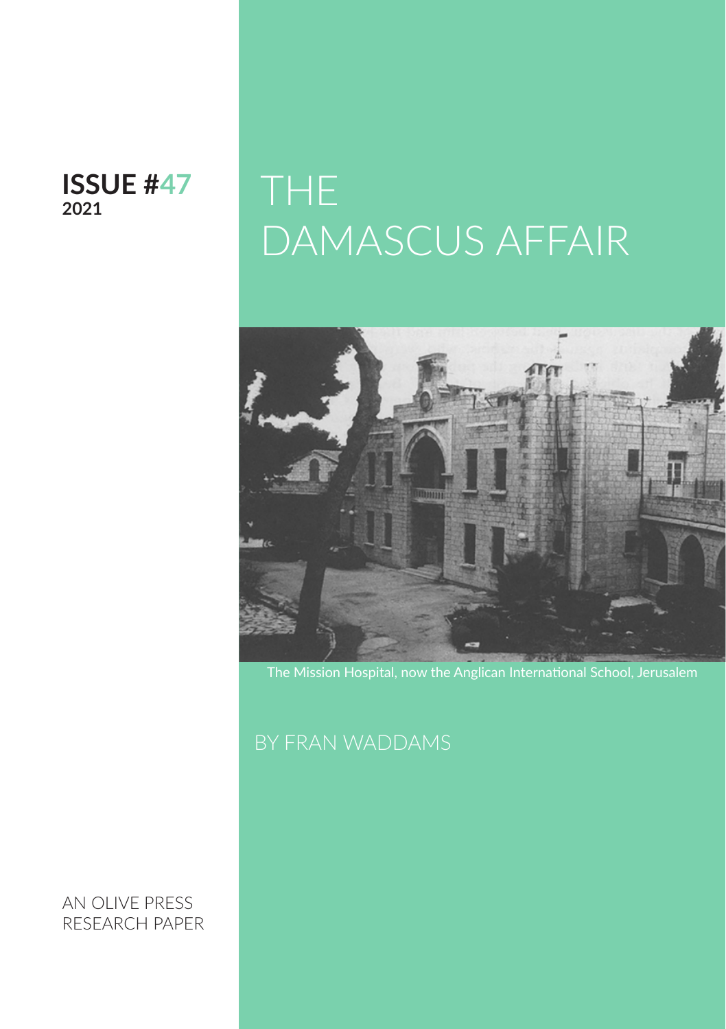**ISSUE #47**
**2021**

# THE DAMASCUS AFFAIR

The Mission Hospital, now the Anglican International School, Jerusalem

BY FRAN WADDAMS

AN OLIVE PRESS RESEARCH PAPER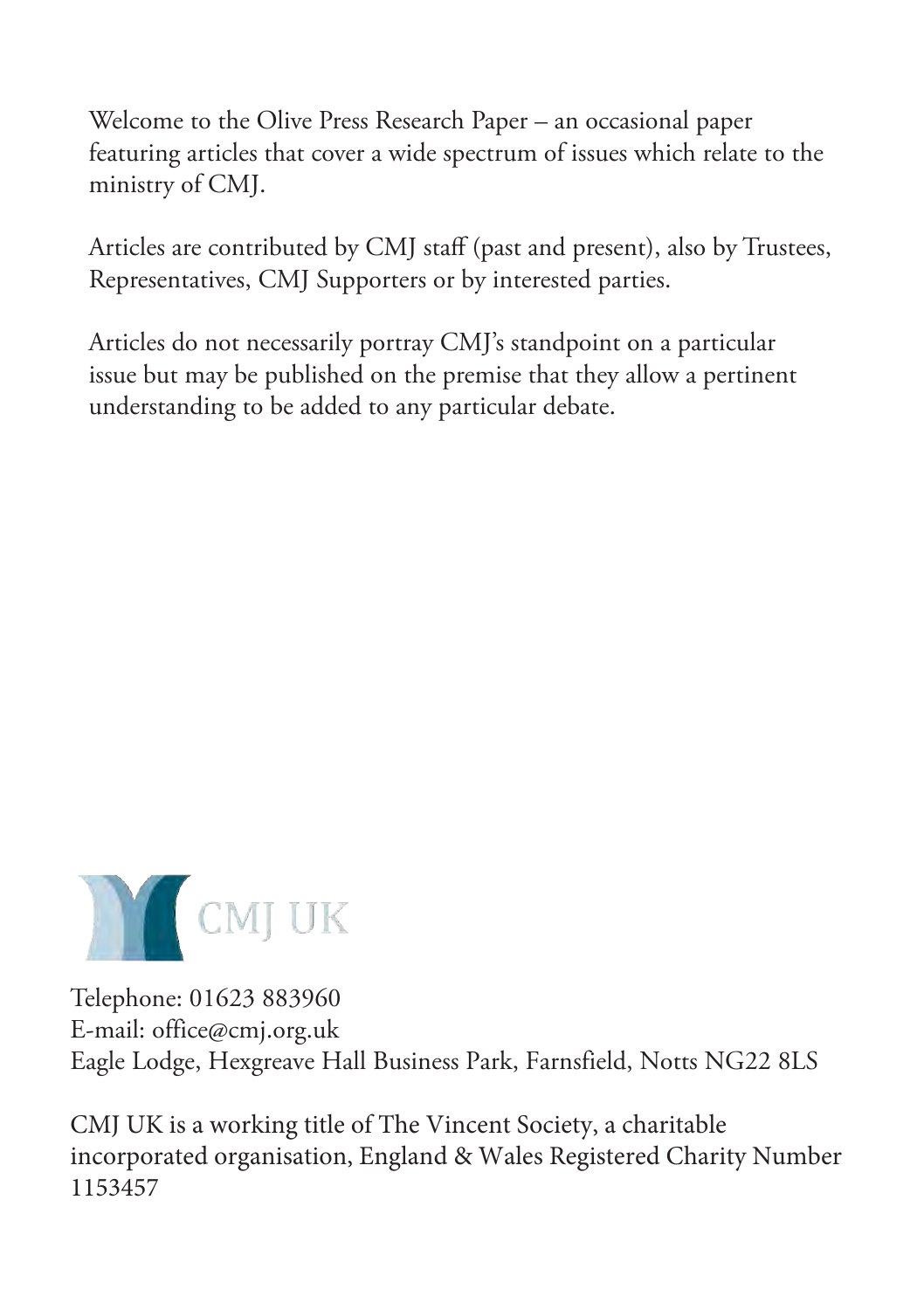Welcome to the Olive Press Research Paper – an occasional paper featuring articles that cover a wide spectrum of issues which relate to the ministry of CMJ.

Articles are contributed by CMJ staff (past and present), also by Trustees, Representatives, CMJ Supporters or by interested parties.

Articles do not necessarily portray CMJ's standpoint on a particular issue but may be published on the premise that they allow a pertinent understanding to be added to any particular debate.

CMJ UK

Telephone: 01623 883960
E-mail: office@cmj.org.uk
Eagle Lodge, Hexgreave Hall Business Park, Farnsfield, Notts NG22 8LS

CMJ UK is a working title of The Vincent Society, a charitable incorporated organisation, England & Wales Registered Charity Number 1153457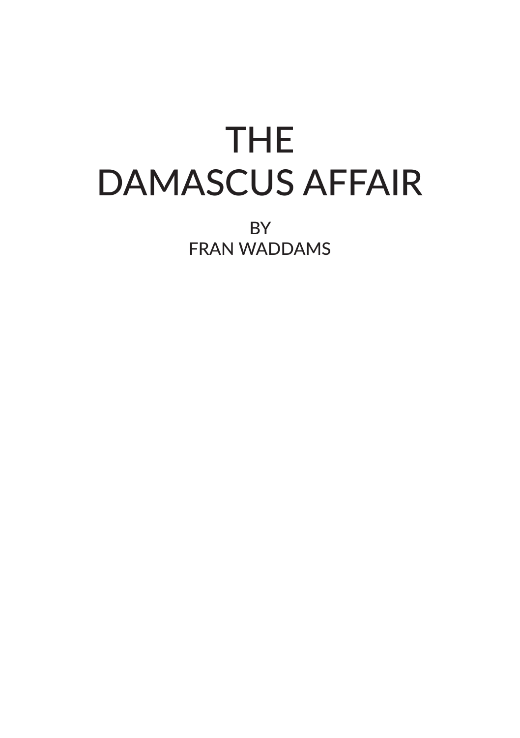# THE DAMASCUS AFFAIR

BY
FRAN WADDAMS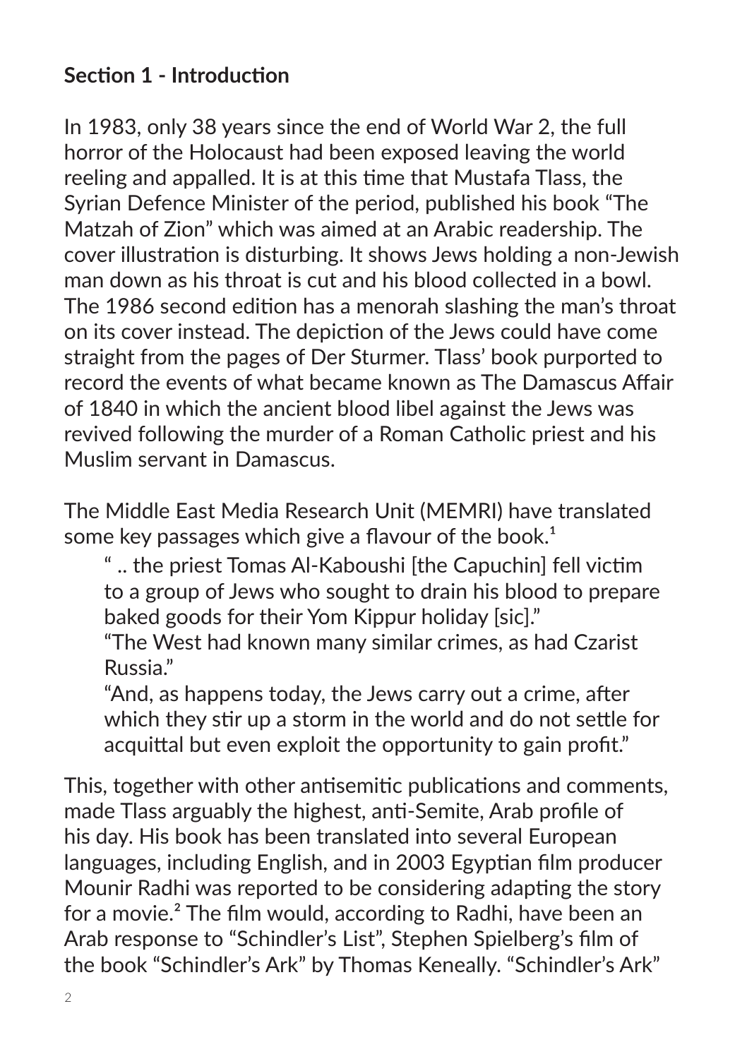## Section 1 - Introduction

In 1983, only 38 years since the end of World War 2, the full horror of the Holocaust had been exposed leaving the world reeling and appalled. It is at this time that Mustafa Tlass, the Syrian Defence Minister of the period, published his book “The Matzah of Zion” which was aimed at an Arabic readership. The cover illustration is disturbing. It shows Jews holding a non-Jewish man down as his throat is cut and his blood collected in a bowl. The 1986 second edition has a menorah slashing the man’s throat on its cover instead. The depiction of the Jews could have come straight from the pages of Der Sturmer. Tlass’ book purported to record the events of what became known as The Damascus Affair of 1840 in which the ancient blood libel against the Jews was revived following the murder of a Roman Catholic priest and his Muslim servant in Damascus.

The Middle East Media Research Unit (MEMRI) have translated some key passages which give a flavour of the book.[1]

> “ .. the priest Tomas Al-Kaboushi [the Capuchin] fell victim to a group of Jews who sought to drain his blood to prepare baked goods for their Yom Kippur holiday [sic].”
> “The West had known many similar crimes, as had Czarist Russia.”
> “And, as happens today, the Jews carry out a crime, after which they stir up a storm in the world and do not settle for acquittal but even exploit the opportunity to gain profit.”

This, together with other antisemitic publications and comments, made Tlass arguably the highest, anti-Semite, Arab profile of his day. His book has been translated into several European languages, including English, and in 2003 Egyptian film producer Mounir Radhi was reported to be considering adapting the story for a movie.[2] The film would, according to Radhi, have been an Arab response to “Schindler’s List”, Stephen Spielberg’s film of the book “Schindler’s Ark” by Thomas Keneally. “Schindler’s Ark”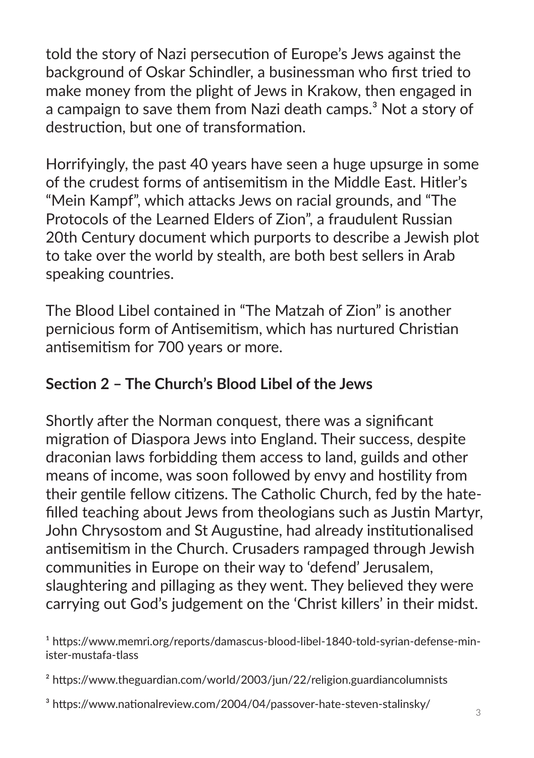told the story of Nazi persecution of Europe's Jews against the background of Oskar Schindler, a businessman who first tried to make money from the plight of Jews in Krakow, then engaged in a campaign to save them from Nazi death camps.[3] Not a story of destruction, but one of transformation.

Horrifyingly, the past 40 years have seen a huge upsurge in some of the crudest forms of antisemitism in the Middle East. Hitler's "Mein Kampf", which attacks Jews on racial grounds, and "The Protocols of the Learned Elders of Zion", a fraudulent Russian 20th Century document which purports to describe a Jewish plot to take over the world by stealth, are both best sellers in Arab speaking countries.

The Blood Libel contained in "The Matzah of Zion" is another pernicious form of Antisemitism, which has nurtured Christian antisemitism for 700 years or more.

## Section 2 – The Church's Blood Libel of the Jews

Shortly after the Norman conquest, there was a significant migration of Diaspora Jews into England. Their success, despite draconian laws forbidding them access to land, guilds and other means of income, was soon followed by envy and hostility from their gentile fellow citizens. The Catholic Church, fed by the hate-filled teaching about Jews from theologians such as Justin Martyr, John Chrysostom and St Augustine, had already institutionalised antisemitism in the Church. Crusaders rampaged through Jewish communities in Europe on their way to 'defend' Jerusalem, slaughtering and pillaging as they went. They believed they were carrying out God's judgement on the 'Christ killers' in their midst.

[1] https://www.memri.org/reports/damascus-blood-libel-1840-told-syrian-defense-minister-mustafa-tlass

[2] https://www.theguardian.com/world/2003/jun/22/religion.guardiancolumnists

[3] https://www.nationalreview.com/2004/04/passover-hate-steven-stalinsky/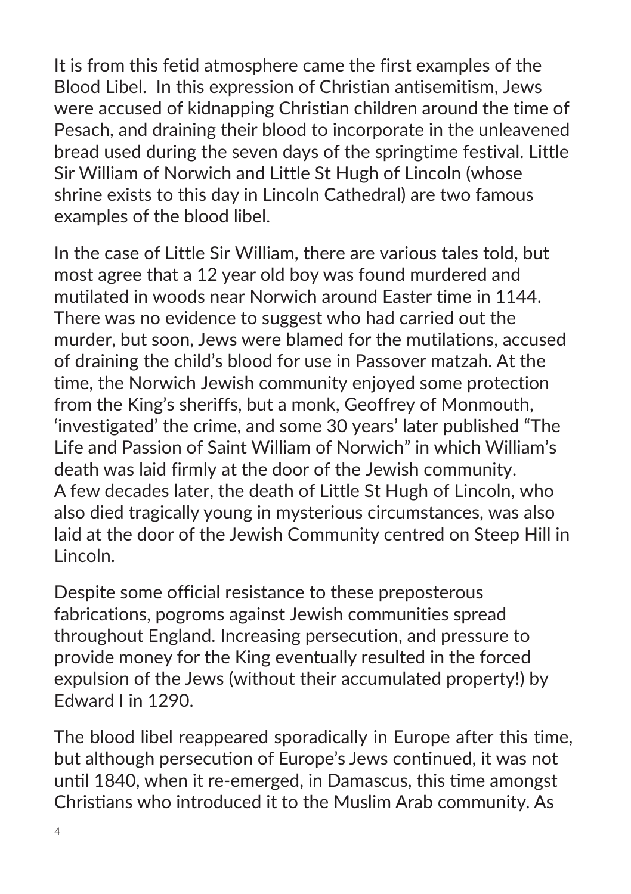It is from this fetid atmosphere came the first examples of the Blood Libel.  In this expression of Christian antisemitism, Jews were accused of kidnapping Christian children around the time of Pesach, and draining their blood to incorporate in the unleavened bread used during the seven days of the springtime festival. Little Sir William of Norwich and Little St Hugh of Lincoln (whose shrine exists to this day in Lincoln Cathedral) are two famous examples of the blood libel.

In the case of Little Sir William, there are various tales told, but most agree that a 12 year old boy was found murdered and mutilated in woods near Norwich around Easter time in 1144. There was no evidence to suggest who had carried out the murder, but soon, Jews were blamed for the mutilations, accused of draining the child's blood for use in Passover matzah. At the time, the Norwich Jewish community enjoyed some protection from the King's sheriffs, but a monk, Geoffrey of Monmouth, 'investigated' the crime, and some 30 years' later published "The Life and Passion of Saint William of Norwich" in which William's death was laid firmly at the door of the Jewish community.
A few decades later, the death of Little St Hugh of Lincoln, who also died tragically young in mysterious circumstances, was also laid at the door of the Jewish Community centred on Steep Hill in Lincoln.

Despite some official resistance to these preposterous fabrications, pogroms against Jewish communities spread throughout England. Increasing persecution, and pressure to provide money for the King eventually resulted in the forced expulsion of the Jews (without their accumulated property!) by Edward I in 1290.

The blood libel reappeared sporadically in Europe after this time, but although persecution of Europe's Jews continued, it was not until 1840, when it re-emerged, in Damascus, this time amongst Christians who introduced it to the Muslim Arab community. As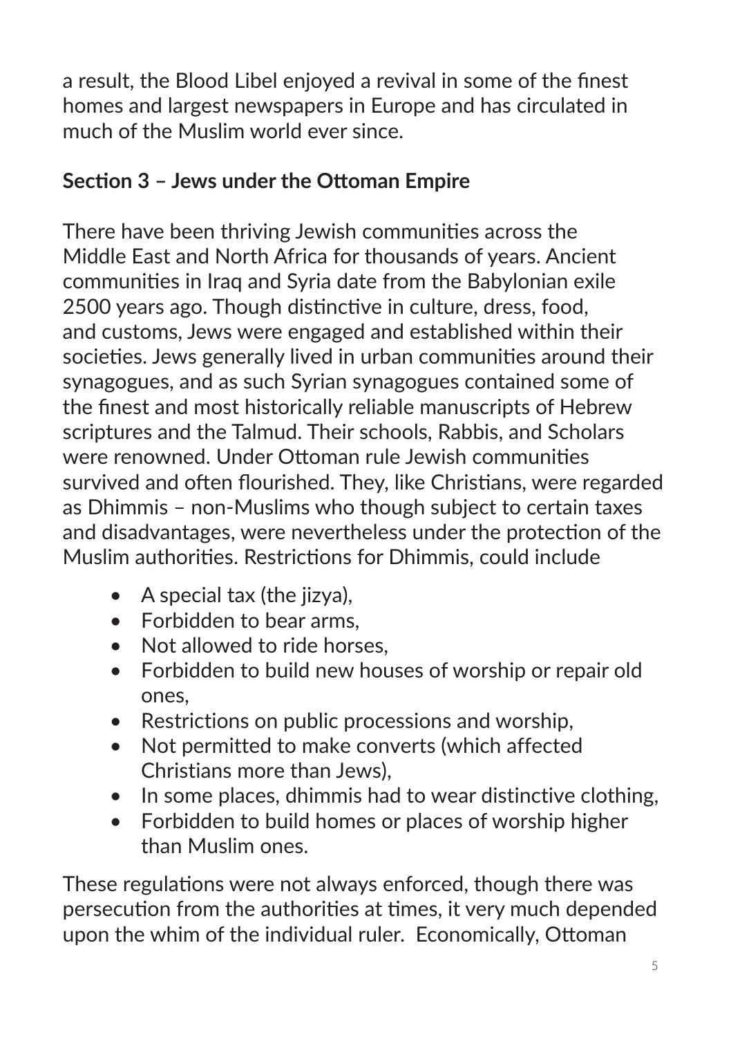a result, the Blood Libel enjoyed a revival in some of the finest homes and largest newspapers in Europe and has circulated in much of the Muslim world ever since.

**Section 3 – Jews under the Ottoman Empire**

There have been thriving Jewish communities across the Middle East and North Africa for thousands of years. Ancient communities in Iraq and Syria date from the Babylonian exile 2500 years ago. Though distinctive in culture, dress, food, and customs, Jews were engaged and established within their societies. Jews generally lived in urban communities around their synagogues, and as such Syrian synagogues contained some of the finest and most historically reliable manuscripts of Hebrew scriptures and the Talmud. Their schools, Rabbis, and Scholars were renowned. Under Ottoman rule Jewish communities survived and often flourished. They, like Christians, were regarded as Dhimmis – non-Muslims who though subject to certain taxes and disadvantages, were nevertheless under the protection of the Muslim authorities. Restrictions for Dhimmis, could include

- A special tax (the jizya),
- Forbidden to bear arms,
- Not allowed to ride horses,
- Forbidden to build new houses of worship or repair old ones,
- Restrictions on public processions and worship,
- Not permitted to make converts (which affected Christians more than Jews),
- In some places, dhimmis had to wear distinctive clothing,
- Forbidden to build homes or places of worship higher than Muslim ones.

These regulations were not always enforced, though there was persecution from the authorities at times, it very much depended upon the whim of the individual ruler. Economically, Ottoman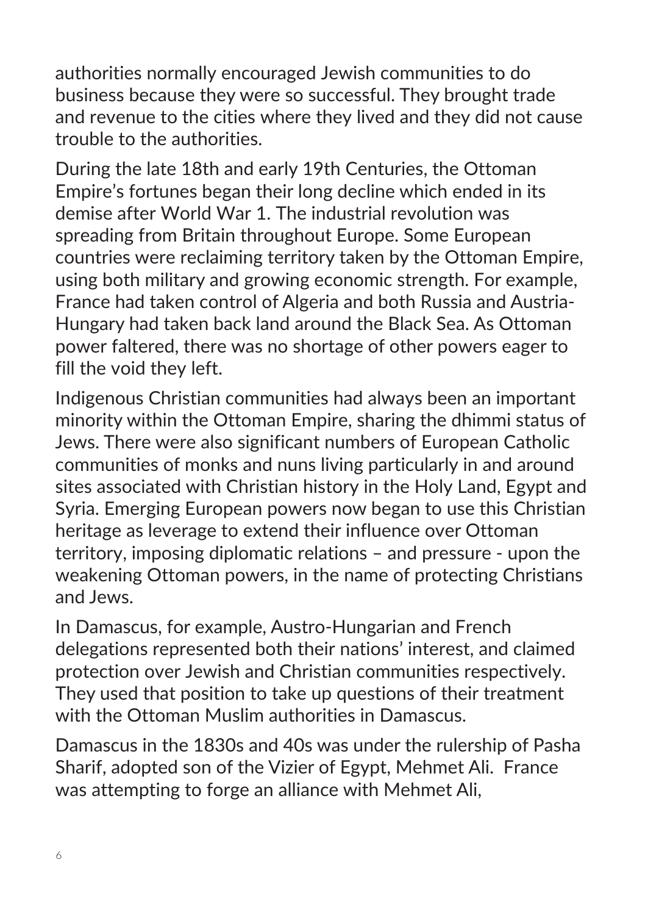authorities normally encouraged Jewish communities to do business because they were so successful. They brought trade and revenue to the cities where they lived and they did not cause trouble to the authorities.

During the late 18th and early 19th Centuries, the Ottoman Empire's fortunes began their long decline which ended in its demise after World War 1. The industrial revolution was spreading from Britain throughout Europe. Some European countries were reclaiming territory taken by the Ottoman Empire, using both military and growing economic strength. For example, France had taken control of Algeria and both Russia and Austria-Hungary had taken back land around the Black Sea. As Ottoman power faltered, there was no shortage of other powers eager to fill the void they left.

Indigenous Christian communities had always been an important minority within the Ottoman Empire, sharing the dhimmi status of Jews. There were also significant numbers of European Catholic communities of monks and nuns living particularly in and around sites associated with Christian history in the Holy Land, Egypt and Syria. Emerging European powers now began to use this Christian heritage as leverage to extend their influence over Ottoman territory, imposing diplomatic relations – and pressure - upon the weakening Ottoman powers, in the name of protecting Christians and Jews.

In Damascus, for example, Austro-Hungarian and French delegations represented both their nations' interest, and claimed protection over Jewish and Christian communities respectively. They used that position to take up questions of their treatment with the Ottoman Muslim authorities in Damascus.

Damascus in the 1830s and 40s was under the rulership of Pasha Sharif, adopted son of the Vizier of Egypt, Mehmet Ali. France was attempting to forge an alliance with Mehmet Ali,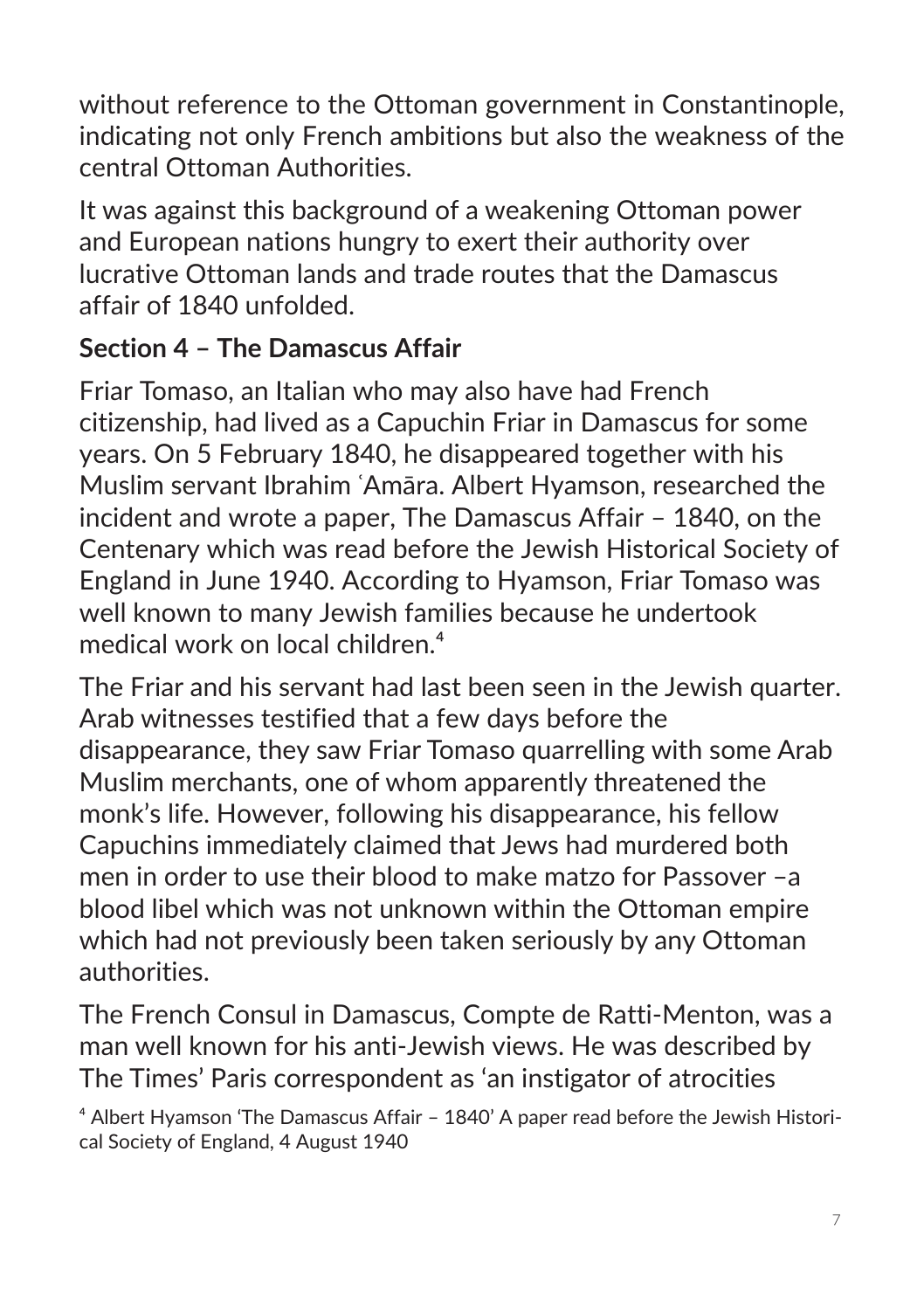without reference to the Ottoman government in Constantinople, indicating not only French ambitions but also the weakness of the central Ottoman Authorities.

It was against this background of a weakening Ottoman power and European nations hungry to exert their authority over lucrative Ottoman lands and trade routes that the Damascus affair of 1840 unfolded.

## Section 4 – The Damascus Affair

Friar Tomaso, an Italian who may also have had French citizenship, had lived as a Capuchin Friar in Damascus for some years. On 5 February 1840, he disappeared together with his Muslim servant Ibrahim ʿAmāra. Albert Hyamson, researched the incident and wrote a paper, The Damascus Affair – 1840, on the Centenary which was read before the Jewish Historical Society of England in June 1940. According to Hyamson, Friar Tomaso was well known to many Jewish families because he undertook medical work on local children.[4]

The Friar and his servant had last been seen in the Jewish quarter. Arab witnesses testified that a few days before the disappearance, they saw Friar Tomaso quarrelling with some Arab Muslim merchants, one of whom apparently threatened the monk's life. However, following his disappearance, his fellow Capuchins immediately claimed that Jews had murdered both men in order to use their blood to make matzo for Passover –a blood libel which was not unknown within the Ottoman empire which had not previously been taken seriously by any Ottoman authorities.

The French Consul in Damascus, Compte de Ratti-Menton, was a man well known for his anti-Jewish views. He was described by The Times' Paris correspondent as 'an instigator of atrocities

[4] Albert Hyamson 'The Damascus Affair – 1840' A paper read before the Jewish Historical Society of England, 4 August 1940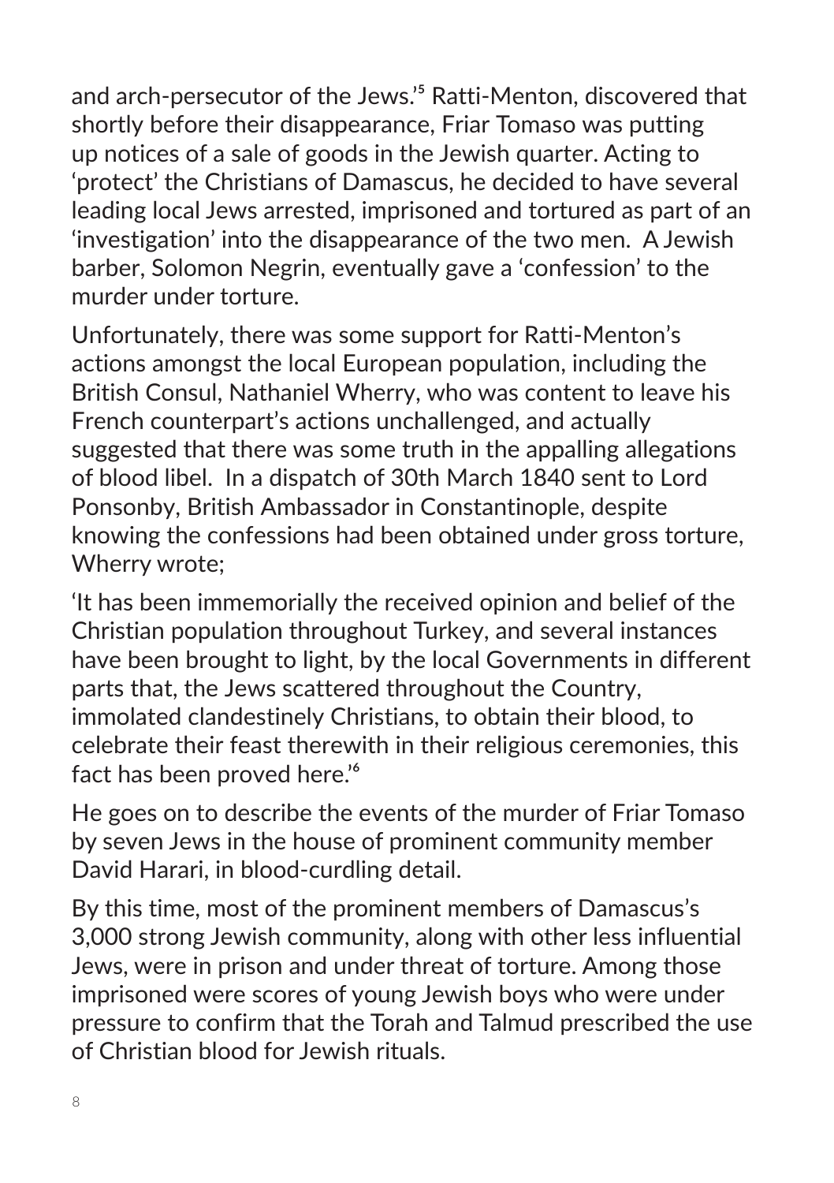and arch-persecutor of the Jews.'[5] Ratti-Menton, discovered that shortly before their disappearance, Friar Tomaso was putting up notices of a sale of goods in the Jewish quarter. Acting to 'protect' the Christians of Damascus, he decided to have several leading local Jews arrested, imprisoned and tortured as part of an 'investigation' into the disappearance of the two men. A Jewish barber, Solomon Negrin, eventually gave a 'confession' to the murder under torture.

Unfortunately, there was some support for Ratti-Menton's actions amongst the local European population, including the British Consul, Nathaniel Wherry, who was content to leave his French counterpart's actions unchallenged, and actually suggested that there was some truth in the appalling allegations of blood libel. In a dispatch of 30th March 1840 sent to Lord Ponsonby, British Ambassador in Constantinople, despite knowing the confessions had been obtained under gross torture, Wherry wrote;

'It has been immemorially the received opinion and belief of the Christian population throughout Turkey, and several instances have been brought to light, by the local Governments in different parts that, the Jews scattered throughout the Country, immolated clandestinely Christians, to obtain their blood, to celebrate their feast therewith in their religious ceremonies, this fact has been proved here.'[6]

He goes on to describe the events of the murder of Friar Tomaso by seven Jews in the house of prominent community member David Harari, in blood-curdling detail.

By this time, most of the prominent members of Damascus's 3,000 strong Jewish community, along with other less influential Jews, were in prison and under threat of torture. Among those imprisoned were scores of young Jewish boys who were under pressure to confirm that the Torah and Talmud prescribed the use of Christian blood for Jewish rituals.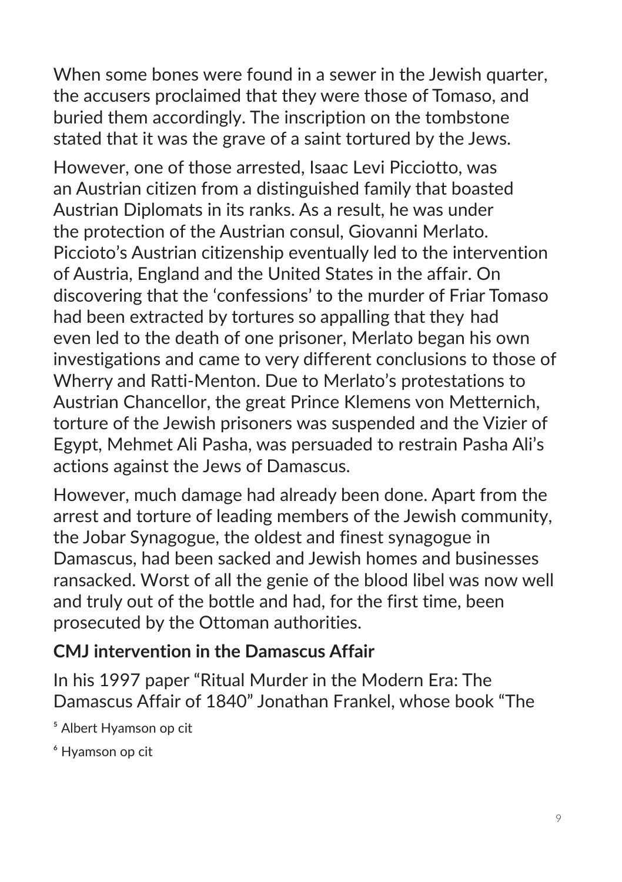When some bones were found in a sewer in the Jewish quarter, the accusers proclaimed that they were those of Tomaso, and buried them accordingly. The inscription on the tombstone stated that it was the grave of a saint tortured by the Jews.

However, one of those arrested, Isaac Levi Picciotto, was an Austrian citizen from a distinguished family that boasted Austrian Diplomats in its ranks. As a result, he was under the protection of the Austrian consul, Giovanni Merlato. Piccioto's Austrian citizenship eventually led to the intervention of Austria, England and the United States in the affair. On discovering that the 'confessions' to the murder of Friar Tomaso had been extracted by tortures so appalling that they had even led to the death of one prisoner, Merlato began his own investigations and came to very different conclusions to those of Wherry and Ratti-Menton. Due to Merlato's protestations to Austrian Chancellor, the great Prince Klemens von Metternich, torture of the Jewish prisoners was suspended and the Vizier of Egypt, Mehmet Ali Pasha, was persuaded to restrain Pasha Ali's actions against the Jews of Damascus.

However, much damage had already been done. Apart from the arrest and torture of leading members of the Jewish community, the Jobar Synagogue, the oldest and finest synagogue in Damascus, had been sacked and Jewish homes and businesses ransacked. Worst of all the genie of the blood libel was now well and truly out of the bottle and had, for the first time, been prosecuted by the Ottoman authorities.

### CMJ intervention in the Damascus Affair

In his 1997 paper "Ritual Murder in the Modern Era: The Damascus Affair of 1840" Jonathan Frankel, whose book "The

[5] Albert Hyamson op cit

[6] Hyamson op cit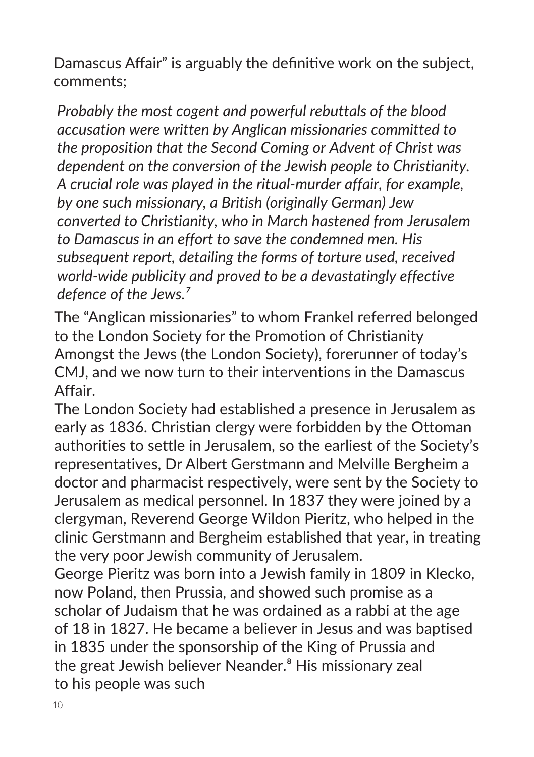Damascus Affair" is arguably the definitive work on the subject, comments;

*Probably the most cogent and powerful rebuttals of the blood accusation were written by Anglican missionaries committed to the proposition that the Second Coming or Advent of Christ was dependent on the conversion of the Jewish people to Christianity. A crucial role was played in the ritual-murder affair, for example, by one such missionary, a British (originally German) Jew converted to Christianity, who in March hastened from Jerusalem to Damascus in an effort to save the condemned men. His subsequent report, detailing the forms of torture used, received world-wide publicity and proved to be a devastatingly effective defence of the Jews.*[7]

The "Anglican missionaries" to whom Frankel referred belonged to the London Society for the Promotion of Christianity Amongst the Jews (the London Society), forerunner of today's CMJ, and we now turn to their interventions in the Damascus Affair.

The London Society had established a presence in Jerusalem as early as 1836. Christian clergy were forbidden by the Ottoman authorities to settle in Jerusalem, so the earliest of the Society's representatives, Dr Albert Gerstmann and Melville Bergheim a doctor and pharmacist respectively, were sent by the Society to Jerusalem as medical personnel. In 1837 they were joined by a clergyman, Reverend George Wildon Pieritz, who helped in the clinic Gerstmann and Bergheim established that year, in treating the very poor Jewish community of Jerusalem.

George Pieritz was born into a Jewish family in 1809 in Klecko, now Poland, then Prussia, and showed such promise as a scholar of Judaism that he was ordained as a rabbi at the age of 18 in 1827. He became a believer in Jesus and was baptised in 1835 under the sponsorship of the King of Prussia and the great Jewish believer Neander.[8] His missionary zeal to his people was such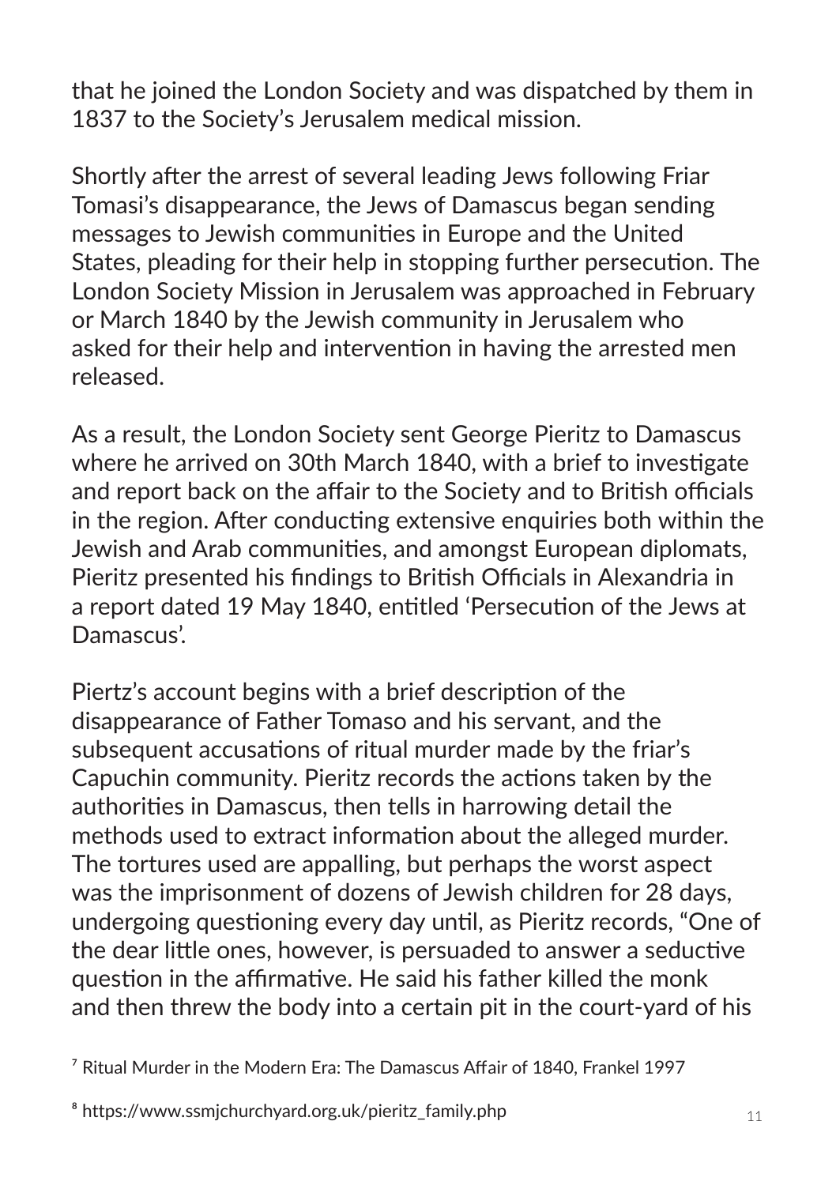that he joined the London Society and was dispatched by them in 1837 to the Society's Jerusalem medical mission.

Shortly after the arrest of several leading Jews following Friar Tomasi's disappearance, the Jews of Damascus began sending messages to Jewish communities in Europe and the United States, pleading for their help in stopping further persecution. The London Society Mission in Jerusalem was approached in February or March 1840 by the Jewish community in Jerusalem who asked for their help and intervention in having the arrested men released.

As a result, the London Society sent George Pieritz to Damascus where he arrived on 30th March 1840, with a brief to investigate and report back on the affair to the Society and to British officials in the region. After conducting extensive enquiries both within the Jewish and Arab communities, and amongst European diplomats, Pieritz presented his findings to British Officials in Alexandria in a report dated 19 May 1840, entitled 'Persecution of the Jews at Damascus'.

Piertz's account begins with a brief description of the disappearance of Father Tomaso and his servant, and the subsequent accusations of ritual murder made by the friar's Capuchin community. Pieritz records the actions taken by the authorities in Damascus, then tells in harrowing detail the methods used to extract information about the alleged murder. The tortures used are appalling, but perhaps the worst aspect was the imprisonment of dozens of Jewish children for 28 days, undergoing questioning every day until, as Pieritz records, "One of the dear little ones, however, is persuaded to answer a seductive question in the affirmative. He said his father killed the monk and then threw the body into a certain pit in the court-yard of his

[7] Ritual Murder in the Modern Era: The Damascus Affair of 1840, Frankel 1997

[8] https://www.ssmjchurchyard.org.uk/pieritz_family.php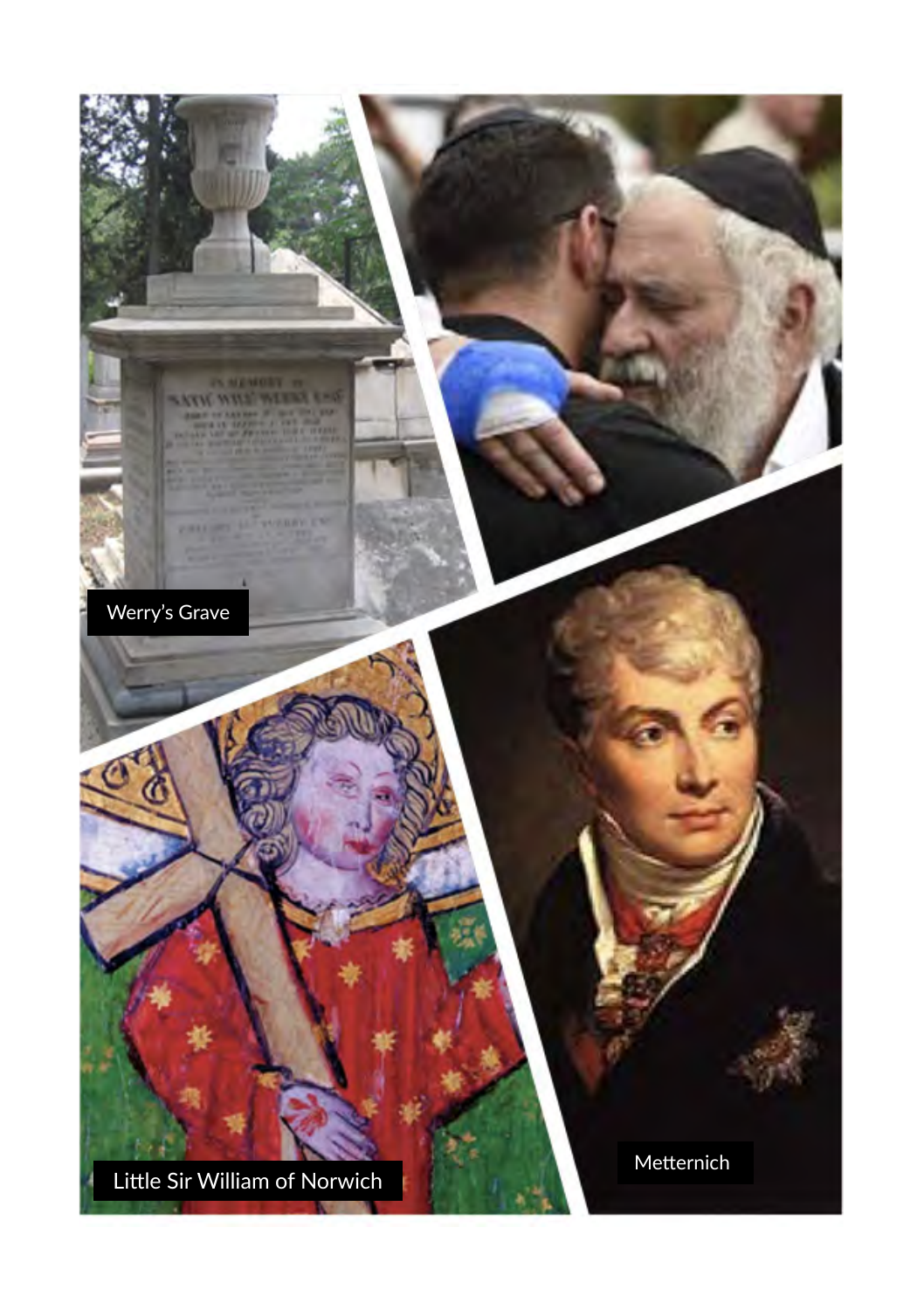Werry's Grave

Little Sir William of Norwich

Metternich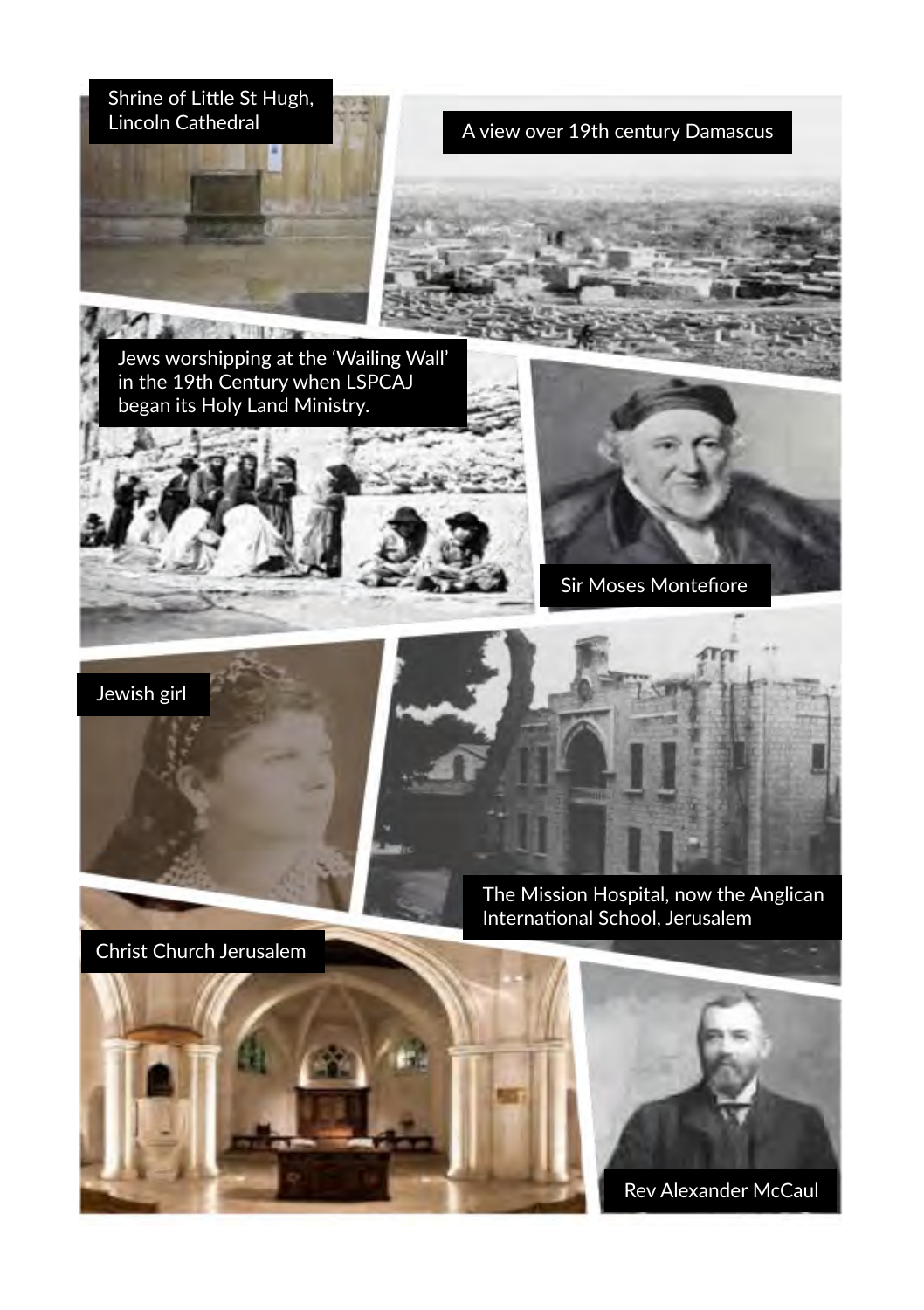Shrine of Little St Hugh, Lincoln Cathedral

A view over 19th century Damascus

Jews worshipping at the 'Wailing Wall' in the 19th Century when LSPCAJ began its Holy Land Ministry.

Sir Moses Montefiore

Jewish girl

The Mission Hospital, now the Anglican International School, Jerusalem

Christ Church Jerusalem

Rev Alexander McCaul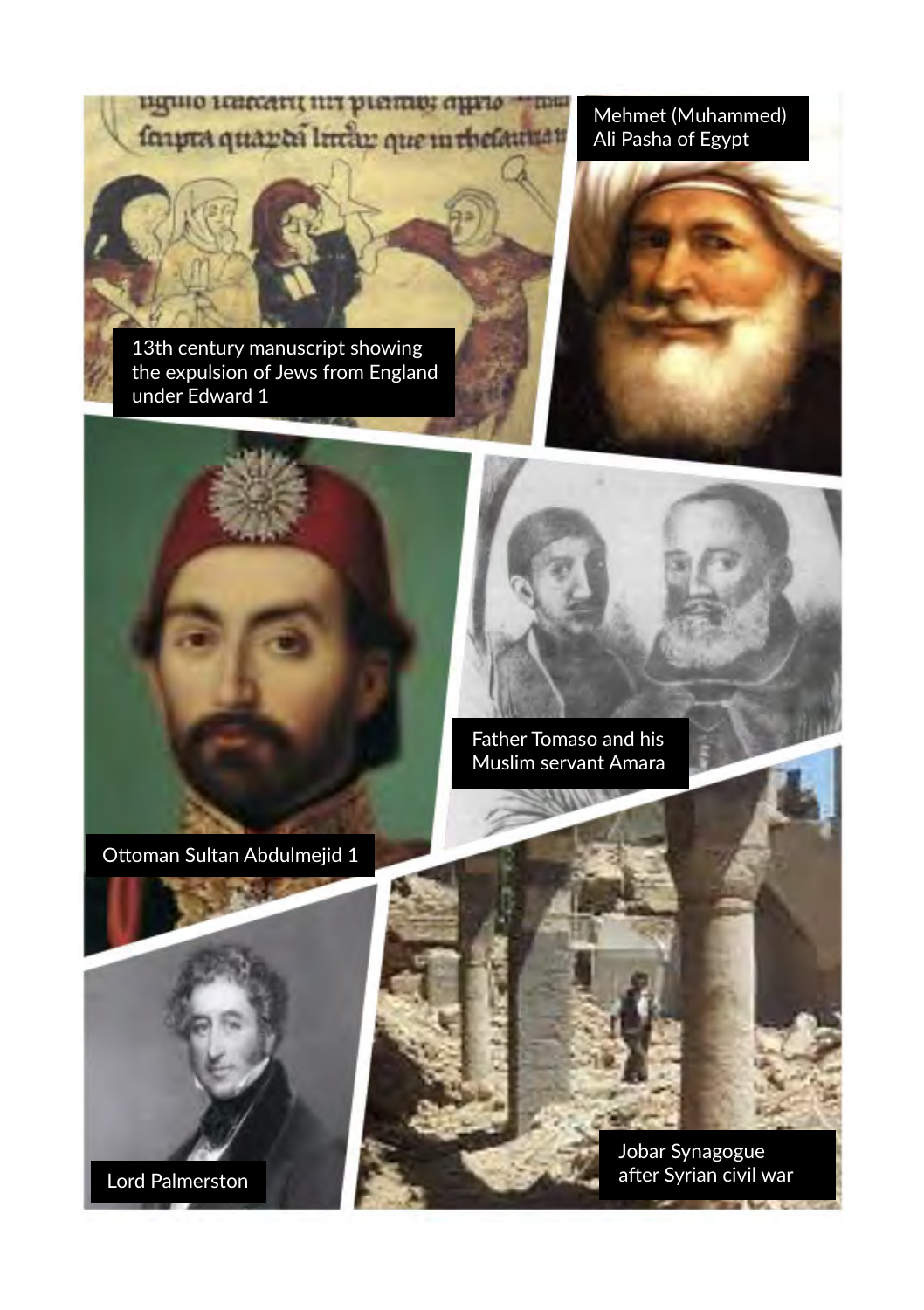Mehmet (Muhammed) Ali Pasha of Egypt

13th century manuscript showing the expulsion of Jews from England under Edward 1

Father Tomaso and his Muslim servant Amara

Ottoman Sultan Abdulmejid 1

Lord Palmerston

Jobar Synagogue after Syrian civil war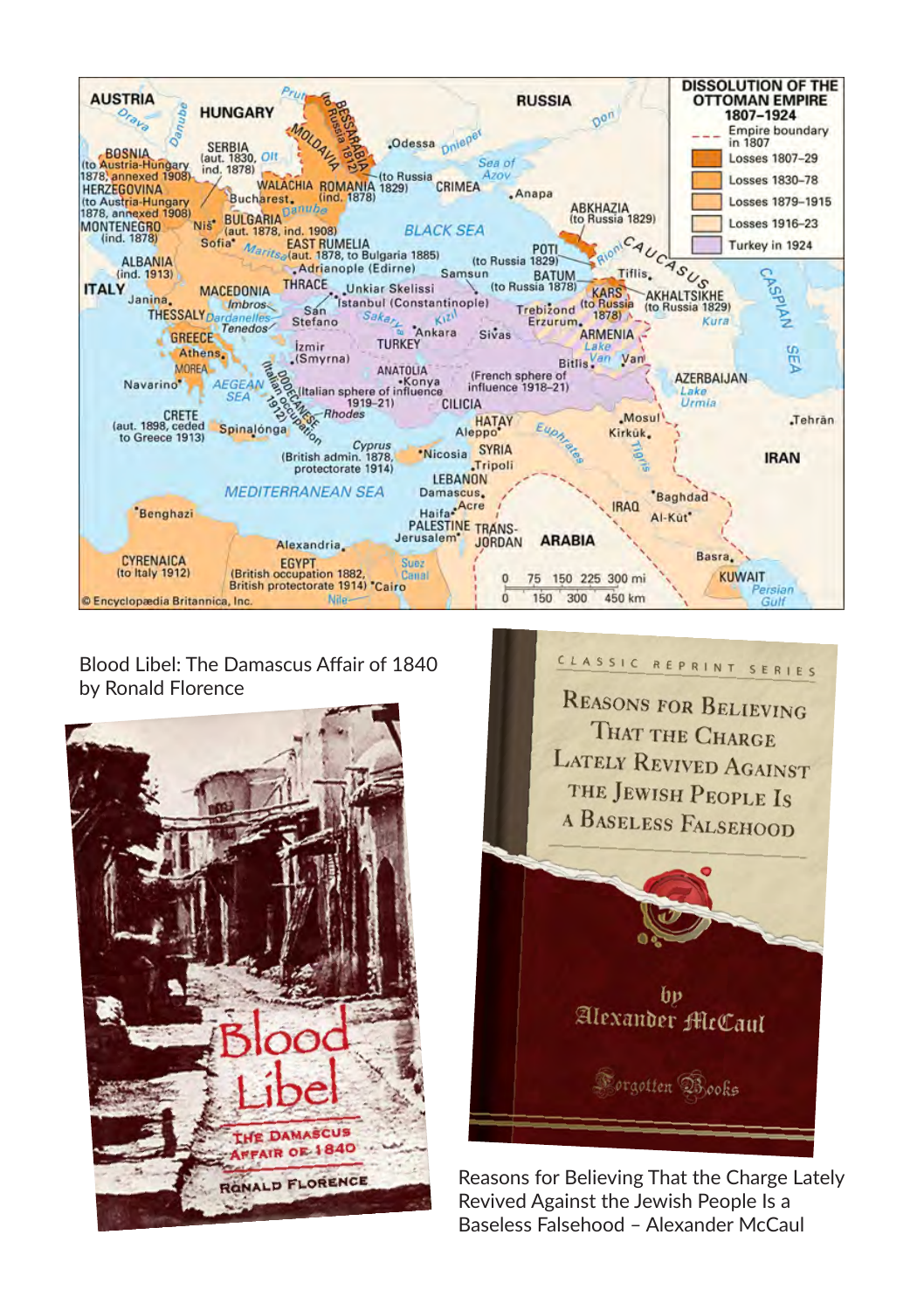Blood Libel: The Damascus Affair of 1840 by Ronald Florence

Reasons for Believing That the Charge Lately Revived Against the Jewish People Is a Baseless Falsehood – Alexander McCaul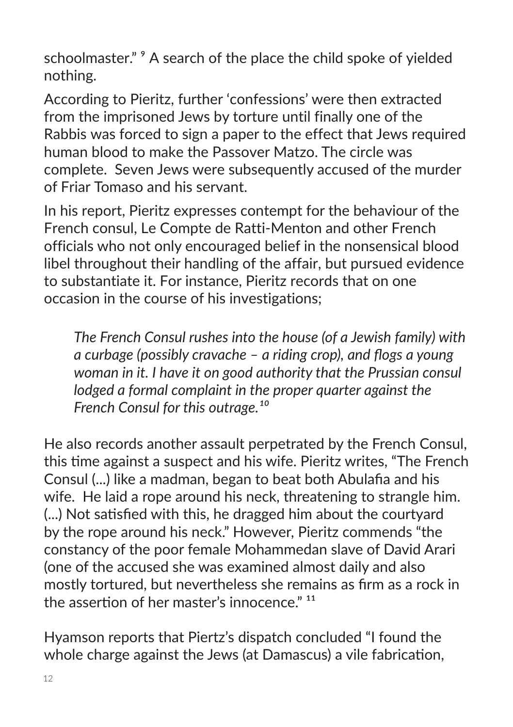schoolmaster." [9] A search of the place the child spoke of yielded nothing.

According to Pieritz, further 'confessions' were then extracted from the imprisoned Jews by torture until finally one of the Rabbis was forced to sign a paper to the effect that Jews required human blood to make the Passover Matzo. The circle was complete. Seven Jews were subsequently accused of the murder of Friar Tomaso and his servant.

In his report, Pieritz expresses contempt for the behaviour of the French consul, Le Compte de Ratti-Menton and other French officials who not only encouraged belief in the nonsensical blood libel throughout their handling of the affair, but pursued evidence to substantiate it. For instance, Pieritz records that on one occasion in the course of his investigations;

> *The French Consul rushes into the house (of a Jewish family) with a curbage (possibly cravache – a riding crop), and flogs a young woman in it. I have it on good authority that the Prussian consul lodged a formal complaint in the proper quarter against the French Consul for this outrage.*[10]

He also records another assault perpetrated by the French Consul, this time against a suspect and his wife. Pieritz writes, "The French Consul (...) like a madman, began to beat both Abulafia and his wife. He laid a rope around his neck, threatening to strangle him. (...) Not satisfied with this, he dragged him about the courtyard by the rope around his neck." However, Pieritz commends "the constancy of the poor female Mohammedan slave of David Arari (one of the accused she was examined almost daily and also mostly tortured, but nevertheless she remains as firm as a rock in the assertion of her master's innocence." [11]

Hyamson reports that Piertz's dispatch concluded "I found the whole charge against the Jews (at Damascus) a vile fabrication,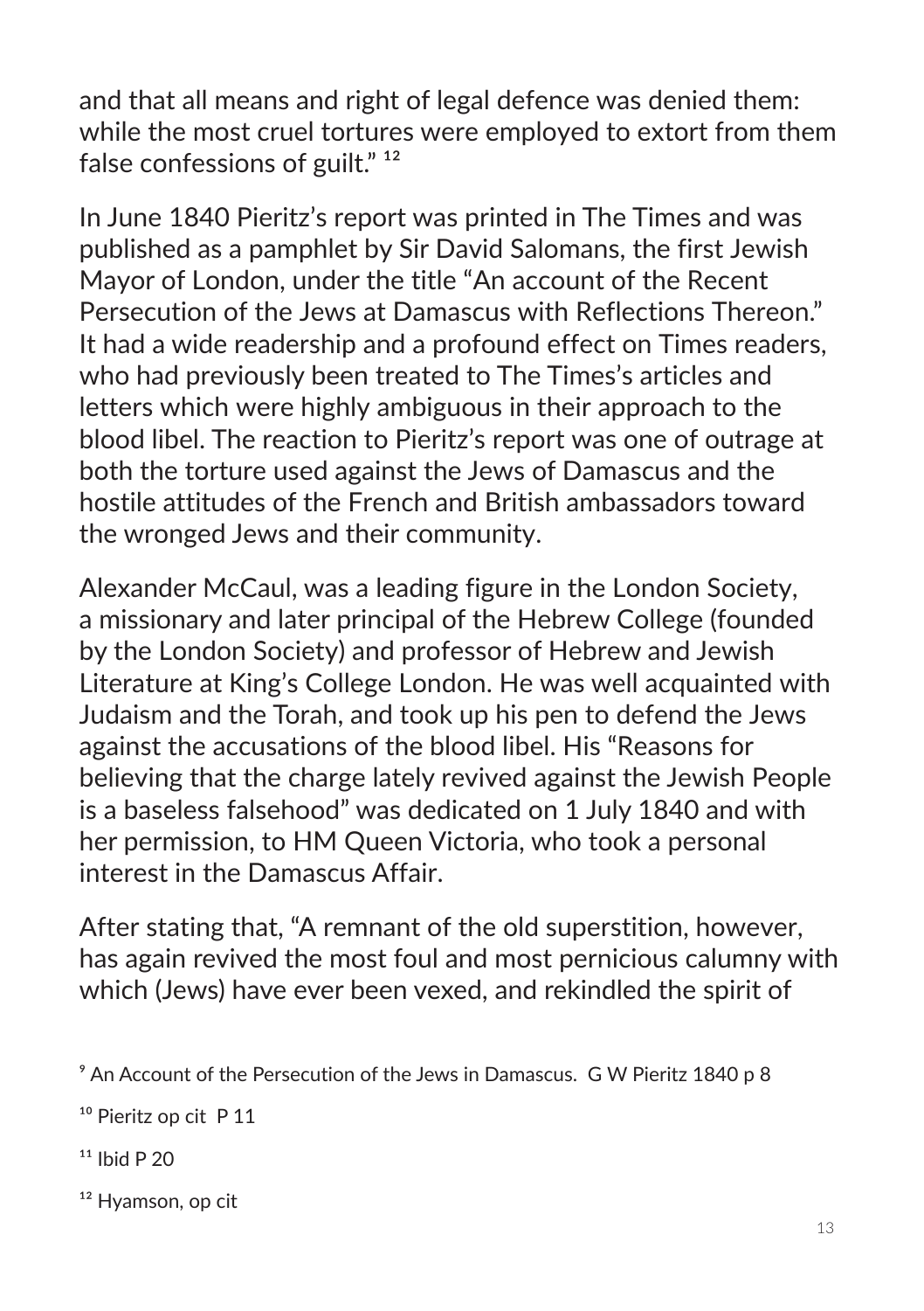and that all means and right of legal defence was denied them: while the most cruel tortures were employed to extort from them false confessions of guilt." [12]

In June 1840 Pieritz's report was printed in The Times and was published as a pamphlet by Sir David Salomans, the first Jewish Mayor of London, under the title "An account of the Recent Persecution of the Jews at Damascus with Reflections Thereon." It had a wide readership and a profound effect on Times readers, who had previously been treated to The Times's articles and letters which were highly ambiguous in their approach to the blood libel. The reaction to Pieritz's report was one of outrage at both the torture used against the Jews of Damascus and the hostile attitudes of the French and British ambassadors toward the wronged Jews and their community.

Alexander McCaul, was a leading figure in the London Society, a missionary and later principal of the Hebrew College (founded by the London Society) and professor of Hebrew and Jewish Literature at King's College London. He was well acquainted with Judaism and the Torah, and took up his pen to defend the Jews against the accusations of the blood libel. His "Reasons for believing that the charge lately revived against the Jewish People is a baseless falsehood" was dedicated on 1 July 1840 and with her permission, to HM Queen Victoria, who took a personal interest in the Damascus Affair.

After stating that, "A remnant of the old superstition, however, has again revived the most foul and most pernicious calumny with which (Jews) have ever been vexed, and rekindled the spirit of

---

[9] An Account of the Persecution of the Jews in Damascus. G W Pieritz 1840 p 8

[10] Pieritz op cit P 11

[11] Ibid P 20

[12] Hyamson, op cit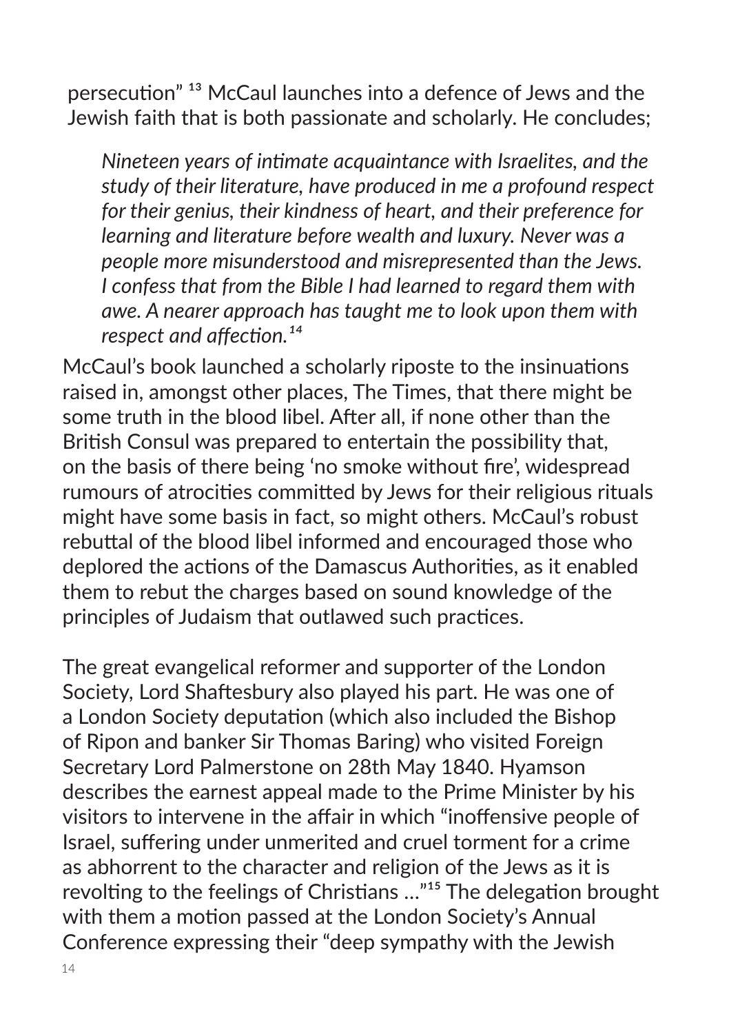persecution" [13] McCaul launches into a defence of Jews and the Jewish faith that is both passionate and scholarly. He concludes;

> *Nineteen years of intimate acquaintance with Israelites, and the study of their literature, have produced in me a profound respect for their genius, their kindness of heart, and their preference for learning and literature before wealth and luxury. Never was a people more misunderstood and misrepresented than the Jews. I confess that from the Bible I had learned to regard them with awe. A nearer approach has taught me to look upon them with respect and affection.*[14]

McCaul's book launched a scholarly riposte to the insinuations raised in, amongst other places, The Times, that there might be some truth in the blood libel. After all, if none other than the British Consul was prepared to entertain the possibility that, on the basis of there being 'no smoke without fire', widespread rumours of atrocities committed by Jews for their religious rituals might have some basis in fact, so might others. McCaul's robust rebuttal of the blood libel informed and encouraged those who deplored the actions of the Damascus Authorities, as it enabled them to rebut the charges based on sound knowledge of the principles of Judaism that outlawed such practices.

The great evangelical reformer and supporter of the London Society, Lord Shaftesbury also played his part. He was one of a London Society deputation (which also included the Bishop of Ripon and banker Sir Thomas Baring) who visited Foreign Secretary Lord Palmerstone on 28th May 1840. Hyamson describes the earnest appeal made to the Prime Minister by his visitors to intervene in the affair in which "inoffensive people of Israel, suffering under unmerited and cruel torment for a crime as abhorrent to the character and religion of the Jews as it is revolting to the feelings of Christians ..."[15] The delegation brought with them a motion passed at the London Society's Annual Conference expressing their "deep sympathy with the Jewish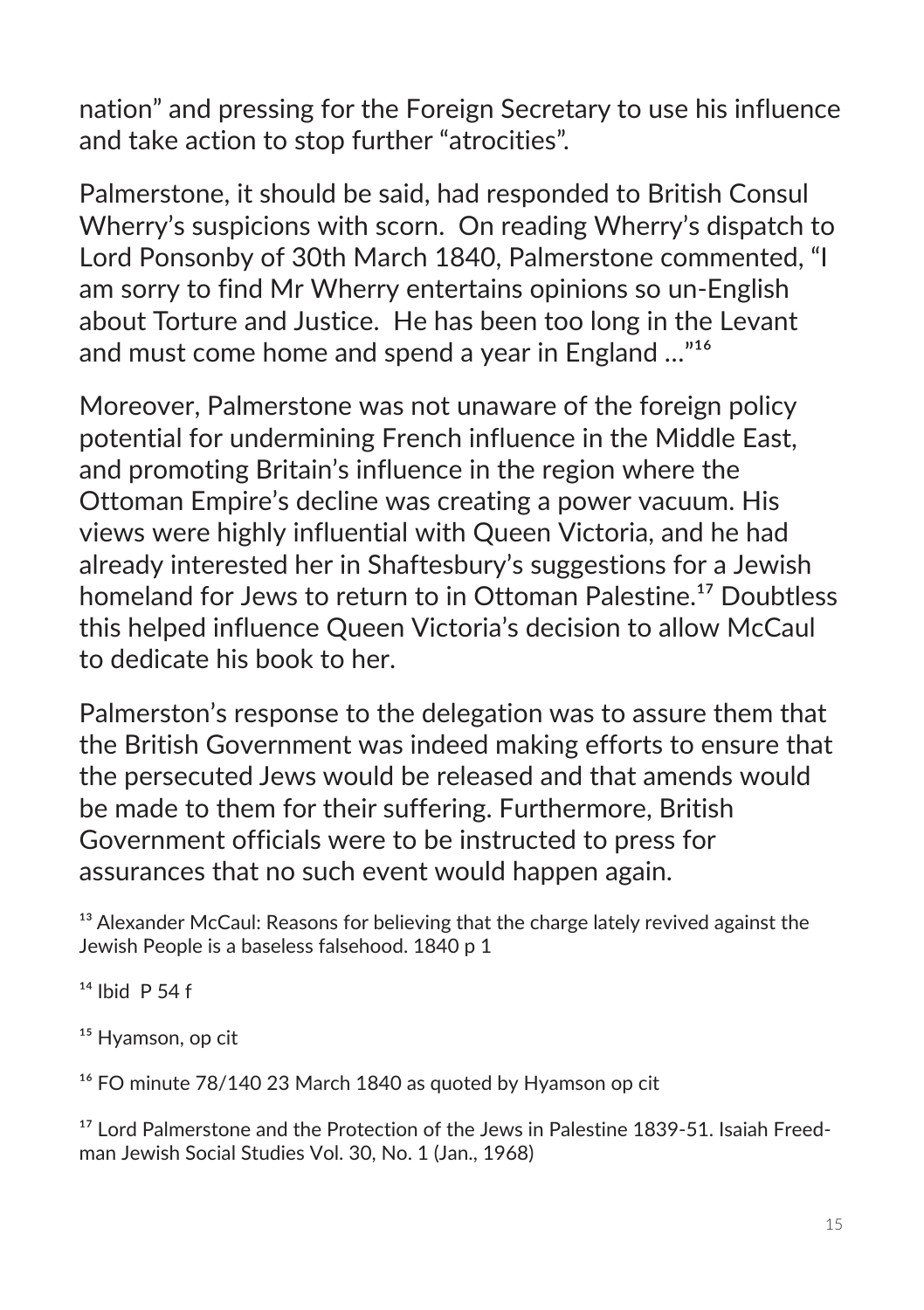nation” and pressing for the Foreign Secretary to use his influence and take action to stop further “atrocities”.

Palmerstone, it should be said, had responded to British Consul Wherry’s suspicions with scorn.  On reading Wherry’s dispatch to Lord Ponsonby of 30th March 1840, Palmerstone commented, “I am sorry to find Mr Wherry entertains opinions so un-English about Torture and Justice.  He has been too long in the Levant and must come home and spend a year in England ...”[16]

Moreover, Palmerstone was not unaware of the foreign policy potential for undermining French influence in the Middle East, and promoting Britain’s influence in the region where the Ottoman Empire’s decline was creating a power vacuum. His views were highly influential with Queen Victoria, and he had already interested her in Shaftesbury’s suggestions for a Jewish homeland for Jews to return to in Ottoman Palestine.[17] Doubtless this helped influence Queen Victoria’s decision to allow McCaul to dedicate his book to her.

Palmerston’s response to the delegation was to assure them that the British Government was indeed making efforts to ensure that the persecuted Jews would be released and that amends would be made to them for their suffering. Furthermore, British Government officials were to be instructed to press for assurances that no such event would happen again.

[13] Alexander McCaul: Reasons for believing that the charge lately revived against the Jewish People is a baseless falsehood. 1840 p 1

[14] Ibid  P 54 f

[15] Hyamson, op cit

[16] FO minute 78/140 23 March 1840 as quoted by Hyamson op cit

[17] Lord Palmerstone and the Protection of the Jews in Palestine 1839-51. Isaiah Freedman Jewish Social Studies Vol. 30, No. 1 (Jan., 1968)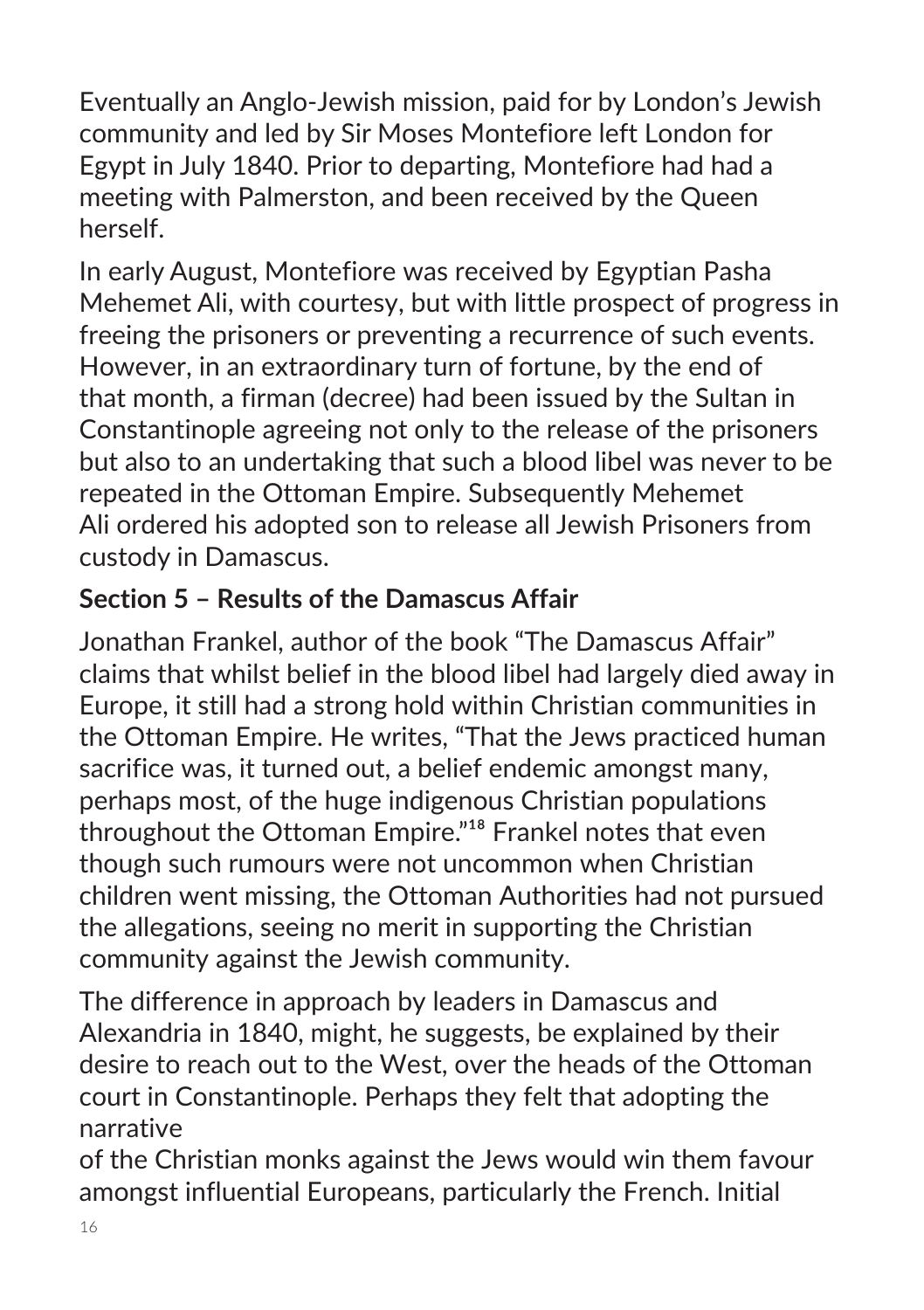Eventually an Anglo-Jewish mission, paid for by London's Jewish community and led by Sir Moses Montefiore left London for Egypt in July 1840. Prior to departing, Montefiore had had a meeting with Palmerston, and been received by the Queen herself.

In early August, Montefiore was received by Egyptian Pasha Mehemet Ali, with courtesy, but with little prospect of progress in freeing the prisoners or preventing a recurrence of such events. However, in an extraordinary turn of fortune, by the end of that month, a firman (decree) had been issued by the Sultan in Constantinople agreeing not only to the release of the prisoners but also to an undertaking that such a blood libel was never to be repeated in the Ottoman Empire. Subsequently Mehemet Ali ordered his adopted son to release all Jewish Prisoners from custody in Damascus.

## Section 5 – Results of the Damascus Affair

Jonathan Frankel, author of the book "The Damascus Affair" claims that whilst belief in the blood libel had largely died away in Europe, it still had a strong hold within Christian communities in the Ottoman Empire. He writes, "That the Jews practiced human sacrifice was, it turned out, a belief endemic amongst many, perhaps most, of the huge indigenous Christian populations throughout the Ottoman Empire."[18] Frankel notes that even though such rumours were not uncommon when Christian children went missing, the Ottoman Authorities had not pursued the allegations, seeing no merit in supporting the Christian community against the Jewish community.

The difference in approach by leaders in Damascus and Alexandria in 1840, might, he suggests, be explained by their desire to reach out to the West, over the heads of the Ottoman court in Constantinople. Perhaps they felt that adopting the narrative of the Christian monks against the Jews would win them favour amongst influential Europeans, particularly the French. Initial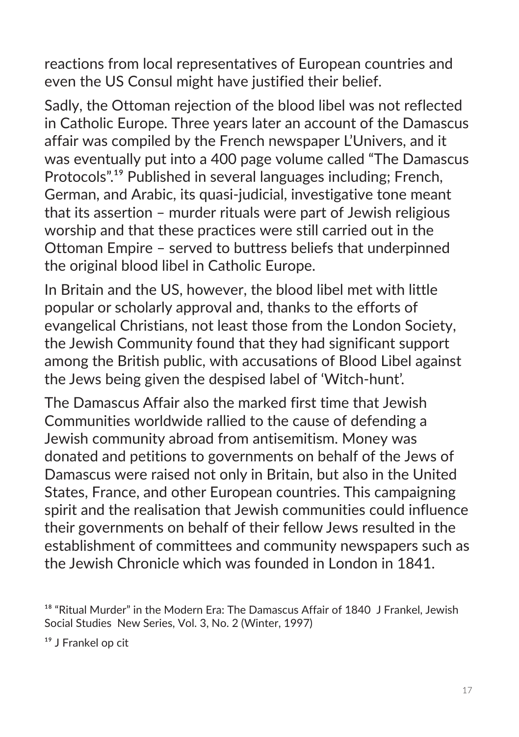reactions from local representatives of European countries and even the US Consul might have justified their belief.

Sadly, the Ottoman rejection of the blood libel was not reflected in Catholic Europe. Three years later an account of the Damascus affair was compiled by the French newspaper L'Univers, and it was eventually put into a 400 page volume called "The Damascus Protocols".[19] Published in several languages including; French, German, and Arabic, its quasi-judicial, investigative tone meant that its assertion – murder rituals were part of Jewish religious worship and that these practices were still carried out in the Ottoman Empire – served to buttress beliefs that underpinned the original blood libel in Catholic Europe.

In Britain and the US, however, the blood libel met with little popular or scholarly approval and, thanks to the efforts of evangelical Christians, not least those from the London Society, the Jewish Community found that they had significant support among the British public, with accusations of Blood Libel against the Jews being given the despised label of 'Witch-hunt'.

The Damascus Affair also the marked first time that Jewish Communities worldwide rallied to the cause of defending a Jewish community abroad from antisemitism. Money was donated and petitions to governments on behalf of the Jews of Damascus were raised not only in Britain, but also in the United States, France, and other European countries. This campaigning spirit and the realisation that Jewish communities could influence their governments on behalf of their fellow Jews resulted in the establishment of committees and community newspapers such as the Jewish Chronicle which was founded in London in 1841.

[18] "Ritual Murder" in the Modern Era: The Damascus Affair of 1840 J Frankel, Jewish Social Studies New Series, Vol. 3, No. 2 (Winter, 1997)

[19] J Frankel op cit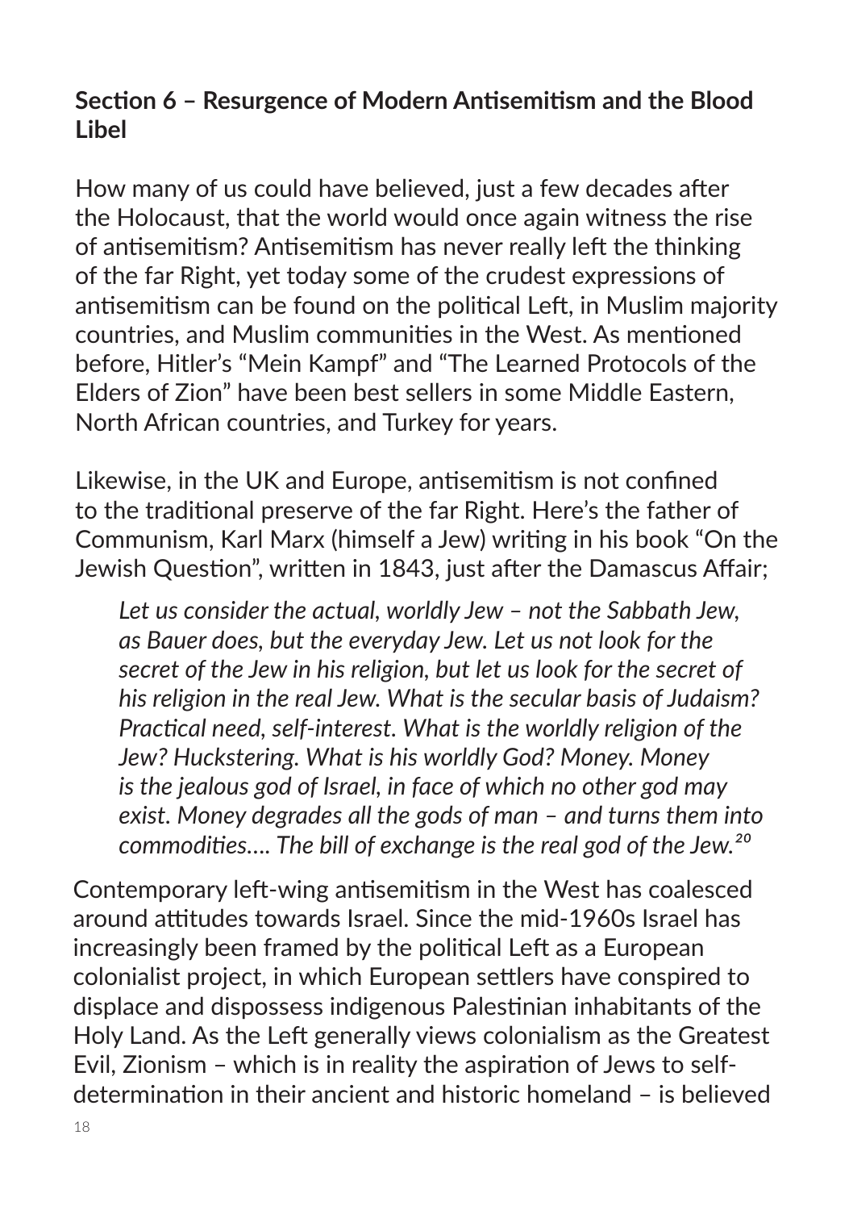**Section 6 – Resurgence of Modern Antisemitism and the Blood Libel**

How many of us could have believed, just a few decades after the Holocaust, that the world would once again witness the rise of antisemitism? Antisemitism has never really left the thinking of the far Right, yet today some of the crudest expressions of antisemitism can be found on the political Left, in Muslim majority countries, and Muslim communities in the West. As mentioned before, Hitler's "Mein Kampf" and "The Learned Protocols of the Elders of Zion" have been best sellers in some Middle Eastern, North African countries, and Turkey for years.

Likewise, in the UK and Europe, antisemitism is not confined to the traditional preserve of the far Right. Here's the father of Communism, Karl Marx (himself a Jew) writing in his book "On the Jewish Question", written in 1843, just after the Damascus Affair;

> *Let us consider the actual, worldly Jew – not the Sabbath Jew, as Bauer does, but the everyday Jew. Let us not look for the secret of the Jew in his religion, but let us look for the secret of his religion in the real Jew. What is the secular basis of Judaism? Practical need, self-interest. What is the worldly religion of the Jew? Huckstering. What is his worldly God? Money. Money is the jealous god of Israel, in face of which no other god may exist. Money degrades all the gods of man – and turns them into commodities…. The bill of exchange is the real god of the Jew.*[20]

Contemporary left-wing antisemitism in the West has coalesced around attitudes towards Israel. Since the mid-1960s Israel has increasingly been framed by the political Left as a European colonialist project, in which European settlers have conspired to displace and dispossess indigenous Palestinian inhabitants of the Holy Land. As the Left generally views colonialism as the Greatest Evil, Zionism – which is in reality the aspiration of Jews to self-determination in their ancient and historic homeland – is believed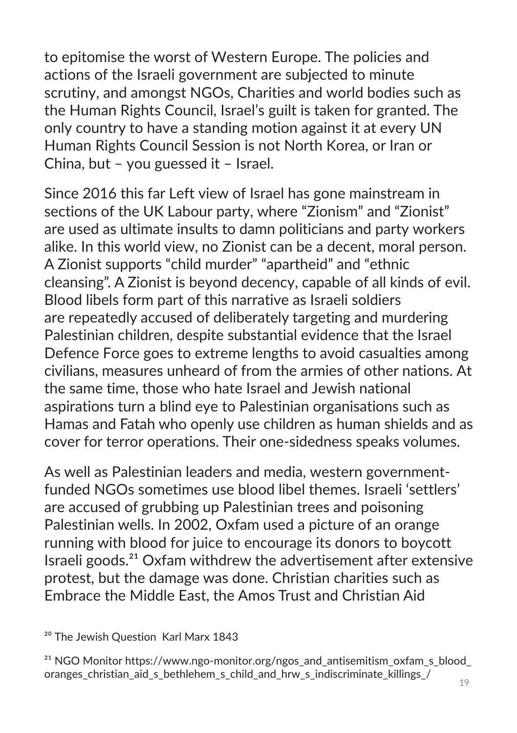to epitomise the worst of Western Europe. The policies and actions of the Israeli government are subjected to minute scrutiny, and amongst NGOs, Charities and world bodies such as the Human Rights Council, Israel's guilt is taken for granted. The only country to have a standing motion against it at every UN Human Rights Council Session is not North Korea, or Iran or China, but – you guessed it – Israel.

Since 2016 this far Left view of Israel has gone mainstream in sections of the UK Labour party, where "Zionism" and "Zionist" are used as ultimate insults to damn politicians and party workers alike. In this world view, no Zionist can be a decent, moral person. A Zionist supports "child murder" "apartheid" and "ethnic cleansing". A Zionist is beyond decency, capable of all kinds of evil. Blood libels form part of this narrative as Israeli soldiers are repeatedly accused of deliberately targeting and murdering Palestinian children, despite substantial evidence that the Israel Defence Force goes to extreme lengths to avoid casualties among civilians, measures unheard of from the armies of other nations. At the same time, those who hate Israel and Jewish national aspirations turn a blind eye to Palestinian organisations such as Hamas and Fatah who openly use children as human shields and as cover for terror operations. Their one-sidedness speaks volumes.

As well as Palestinian leaders and media, western government-funded NGOs sometimes use blood libel themes. Israeli 'settlers' are accused of grubbing up Palestinian trees and poisoning Palestinian wells. In 2002, Oxfam used a picture of an orange running with blood for juice to encourage its donors to boycott Israeli goods.[21] Oxfam withdrew the advertisement after extensive protest, but the damage was done. Christian charities such as Embrace the Middle East, the Amos Trust and Christian Aid

[20] The Jewish Question Karl Marx 1843

[21] NGO Monitor https://www.ngo-monitor.org/ngos_and_antisemitism_oxfam_s_blood_oranges_christian_aid_s_bethlehem_s_child_and_hrw_s_indiscriminate_killings_/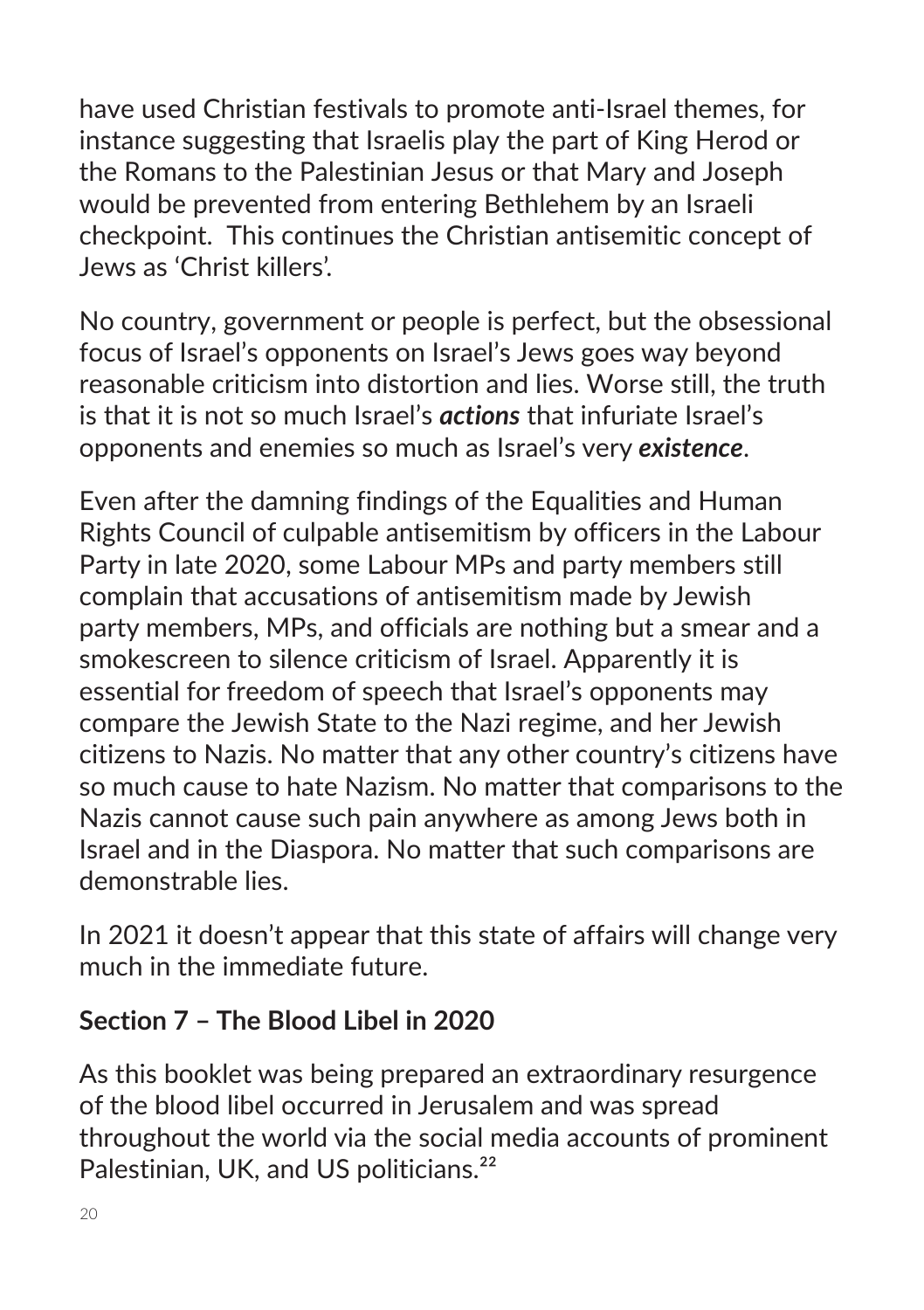have used Christian festivals to promote anti-Israel themes, for instance suggesting that Israelis play the part of King Herod or the Romans to the Palestinian Jesus or that Mary and Joseph would be prevented from entering Bethlehem by an Israeli checkpoint. This continues the Christian antisemitic concept of Jews as 'Christ killers'.

No country, government or people is perfect, but the obsessional focus of Israel's opponents on Israel's Jews goes way beyond reasonable criticism into distortion and lies. Worse still, the truth is that it is not so much Israel's ***actions*** that infuriate Israel's opponents and enemies so much as Israel's very ***existence***.

Even after the damning findings of the Equalities and Human Rights Council of culpable antisemitism by officers in the Labour Party in late 2020, some Labour MPs and party members still complain that accusations of antisemitism made by Jewish party members, MPs, and officials are nothing but a smear and a smokescreen to silence criticism of Israel. Apparently it is essential for freedom of speech that Israel's opponents may compare the Jewish State to the Nazi regime, and her Jewish citizens to Nazis. No matter that any other country's citizens have so much cause to hate Nazism. No matter that comparisons to the Nazis cannot cause such pain anywhere as among Jews both in Israel and in the Diaspora. No matter that such comparisons are demonstrable lies.

In 2021 it doesn't appear that this state of affairs will change very much in the immediate future.

## Section 7 – The Blood Libel in 2020

As this booklet was being prepared an extraordinary resurgence of the blood libel occurred in Jerusalem and was spread throughout the world via the social media accounts of prominent Palestinian, UK, and US politicians.[22]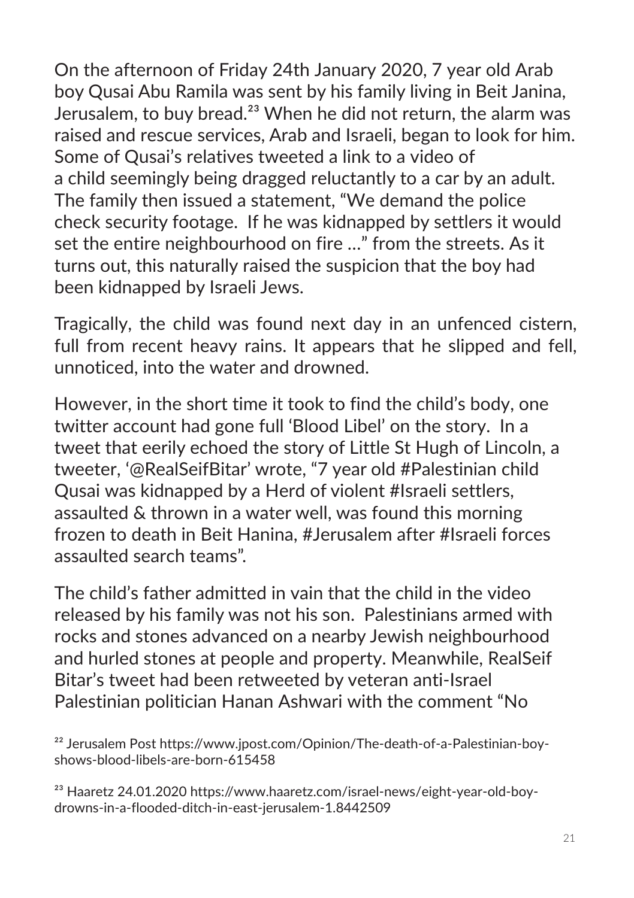On the afternoon of Friday 24th January 2020, 7 year old Arab boy Qusai Abu Ramila was sent by his family living in Beit Janina, Jerusalem, to buy bread.[23] When he did not return, the alarm was raised and rescue services, Arab and Israeli, began to look for him. Some of Qusai's relatives tweeted a link to a video of a child seemingly being dragged reluctantly to a car by an adult. The family then issued a statement, "We demand the police check security footage. If he was kidnapped by settlers it would set the entire neighbourhood on fire …" from the streets. As it turns out, this naturally raised the suspicion that the boy had been kidnapped by Israeli Jews.

Tragically, the child was found next day in an unfenced cistern, full from recent heavy rains. It appears that he slipped and fell, unnoticed, into the water and drowned.

However, in the short time it took to find the child's body, one twitter account had gone full 'Blood Libel' on the story. In a tweet that eerily echoed the story of Little St Hugh of Lincoln, a tweeter, '@RealSeifBitar' wrote, "7 year old #Palestinian child Qusai was kidnapped by a Herd of violent #Israeli settlers, assaulted & thrown in a water well, was found this morning frozen to death in Beit Hanina, #Jerusalem after #Israeli forces assaulted search teams".

The child's father admitted in vain that the child in the video released by his family was not his son. Palestinians armed with rocks and stones advanced on a nearby Jewish neighbourhood and hurled stones at people and property. Meanwhile, RealSeif Bitar's tweet had been retweeted by veteran anti-Israel Palestinian politician Hanan Ashwari with the comment "No

---

[22] Jerusalem Post https://www.jpost.com/Opinion/The-death-of-a-Palestinian-boy-shows-blood-libels-are-born-615458

[23] Haaretz 24.01.2020 https://www.haaretz.com/israel-news/eight-year-old-boy-drowns-in-a-flooded-ditch-in-east-jerusalem-1.8442509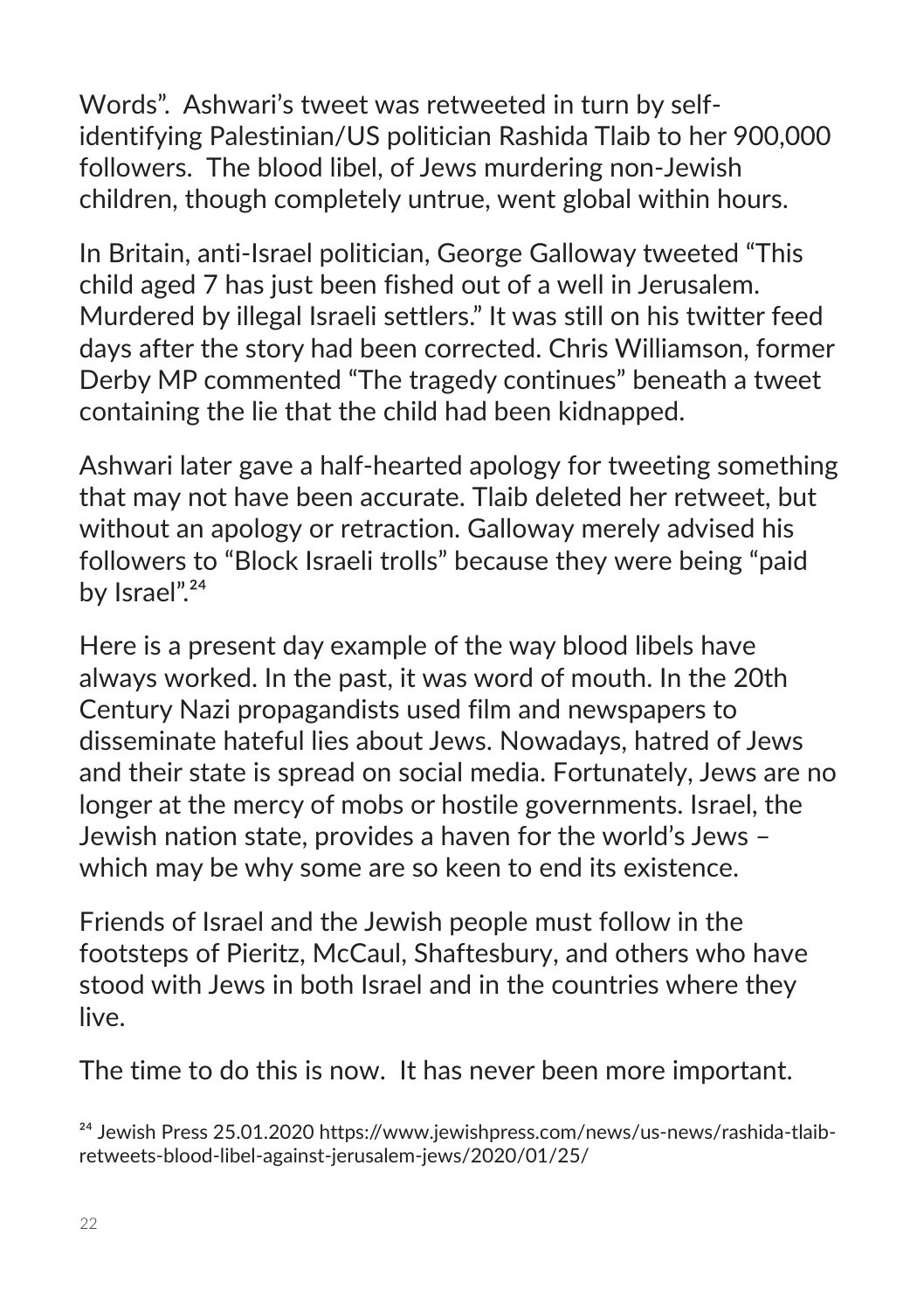Words". Ashwari's tweet was retweeted in turn by self-identifying Palestinian/US politician Rashida Tlaib to her 900,000 followers. The blood libel, of Jews murdering non-Jewish children, though completely untrue, went global within hours.

In Britain, anti-Israel politician, George Galloway tweeted "This child aged 7 has just been fished out of a well in Jerusalem. Murdered by illegal Israeli settlers." It was still on his twitter feed days after the story had been corrected. Chris Williamson, former Derby MP commented "The tragedy continues" beneath a tweet containing the lie that the child had been kidnapped.

Ashwari later gave a half-hearted apology for tweeting something that may not have been accurate. Tlaib deleted her retweet, but without an apology or retraction. Galloway merely advised his followers to "Block Israeli trolls" because they were being "paid by Israel".[24]

Here is a present day example of the way blood libels have always worked. In the past, it was word of mouth. In the 20th Century Nazi propagandists used film and newspapers to disseminate hateful lies about Jews. Nowadays, hatred of Jews and their state is spread on social media. Fortunately, Jews are no longer at the mercy of mobs or hostile governments. Israel, the Jewish nation state, provides a haven for the world's Jews – which may be why some are so keen to end its existence.

Friends of Israel and the Jewish people must follow in the footsteps of Pieritz, McCaul, Shaftesbury, and others who have stood with Jews in both Israel and in the countries where they live.

The time to do this is now. It has never been more important.

[24] Jewish Press 25.01.2020 https://www.jewishpress.com/news/us-news/rashida-tlaib-retweets-blood-libel-against-jerusalem-jews/2020/01/25/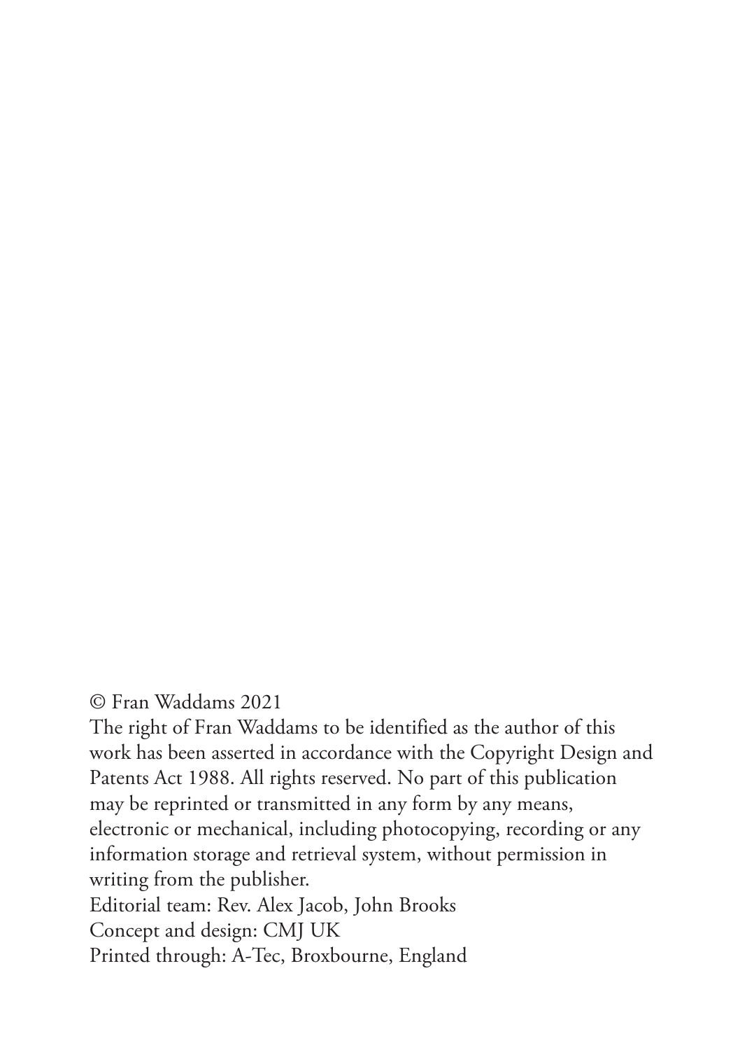© Fran Waddams 2021

The right of Fran Waddams to be identified as the author of this work has been asserted in accordance with the Copyright Design and Patents Act 1988. All rights reserved. No part of this publication may be reprinted or transmitted in any form by any means, electronic or mechanical, including photocopying, recording or any information storage and retrieval system, without permission in writing from the publisher.

Editorial team: Rev. Alex Jacob, John Brooks

Concept and design: CMJ UK

Printed through: A-Tec, Broxbourne, England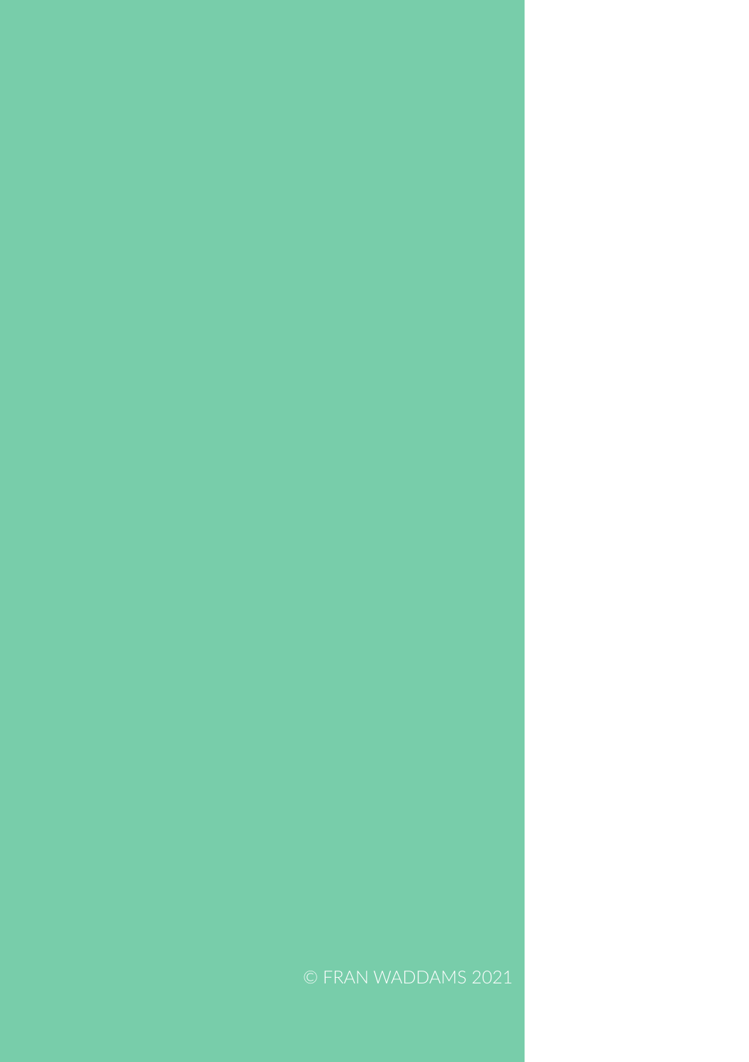© FRAN WADDAMS 2021